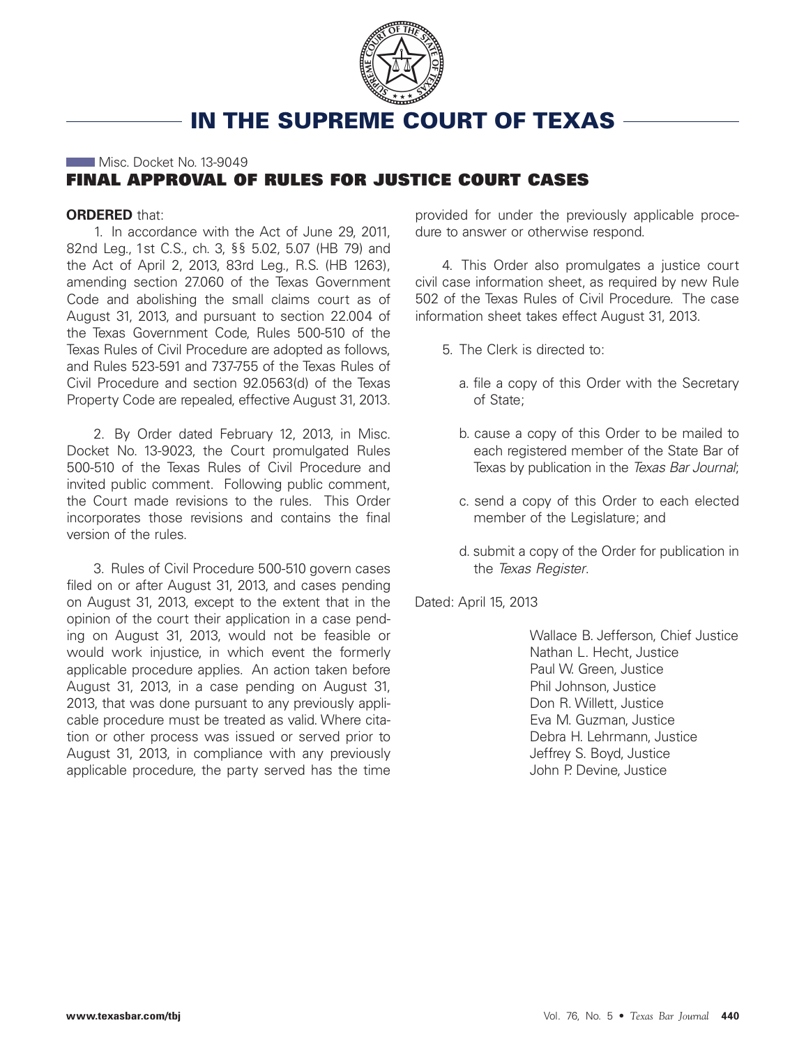# IN THE SUPREME COURT OF TEXAS

Misc. Docket No. 13-9049

## FINAL APPROVAL OF RULES FOR JUSTICE COURT CASES

**ORDERED** that:

1. In accordance with the Act of June 29, 2011, 82nd Leg., 1st C.S., ch. 3, §§ 5.02, 5.07 (HB 79) and the Act of April 2, 2013, 83rd Leg., R.S. (HB 1263), amending section 27.060 of the Texas Government Code and abolishing the small claims court as of August 31, 2013, and pursuant to section 22.004 of the Texas Government Code, Rules 500-510 of the Texas Rules of Civil Procedure are adopted as follows, and Rules 523-591 and 737-755 of the Texas Rules of Civil Procedure and section 92.0563(d) of the Texas Property Code are repealed, effective August 31, 2013.

2. By Order dated February 12, 2013, in Misc. Docket No. 13-9023, the Court promulgated Rules 500-510 of the Texas Rules of Civil Procedure and invited public comment. Following public comment, the Court made revisions to the rules. This Order incorporates those revisions and contains the final version of the rules.

3. Rules of Civil Procedure 500-510 govern cases filed on or after August 31, 2013, and cases pending on August 31, 2013, except to the extent that in the opinion of the court their application in a case pending on August 31, 2013, would not be feasible or would work injustice, in which event the formerly applicable procedure applies. An action taken before August 31, 2013, in a case pending on August 31, 2013, that was done pursuant to any previously applicable procedure must be treated as valid. Where citation or other process was issued or served prior to August 31, 2013, in compliance with any previously applicable procedure, the party served has the time provided for under the previously applicable procedure to answer or otherwise respond.

4. This Order also promulgates a justice court civil case information sheet, as required by new Rule 502 of the Texas Rules of Civil Procedure. The case information sheet takes effect August 31, 2013.

5. The Clerk is directed to:

   a. file a copy of this Order with the Secretary of State;

   b. cause a copy of this Order to be mailed to each registered member of the State Bar of Texas by publication in the *Texas Bar Journal*;

   c. send a copy of this Order to each elected member of the Legislature; and

   d. submit a copy of the Order for publication in the *Texas Register*.

Dated: April 15, 2013

Wallace B. Jefferson, Chief Justice
Nathan L. Hecht, Justice
Paul W. Green, Justice
Phil Johnson, Justice
Don R. Willett, Justice
Eva M. Guzman, Justice
Debra H. Lehrmann, Justice
Jeffrey S. Boyd, Justice
John P. Devine, Justice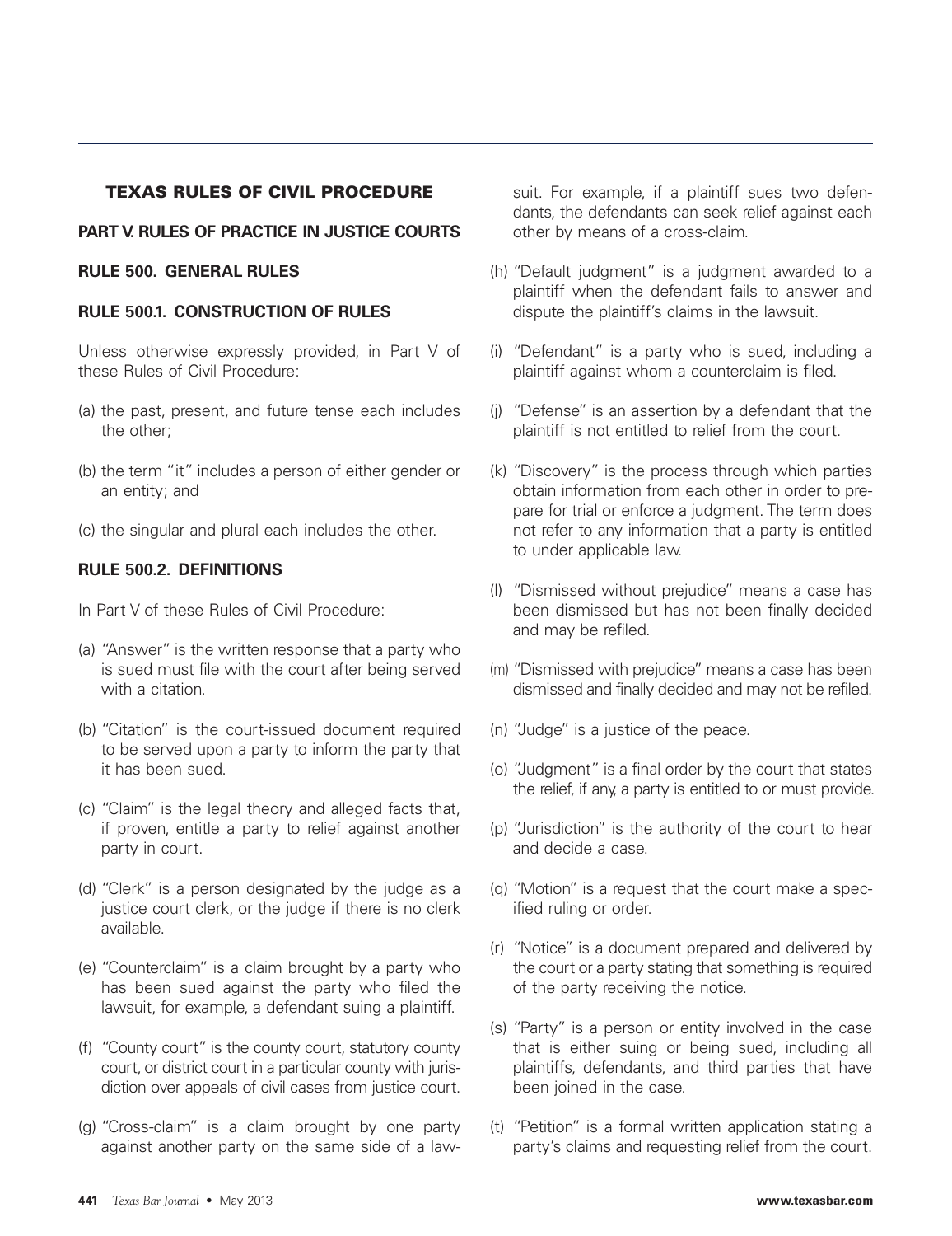## TEXAS RULES OF CIVIL PROCEDURE

### PART V. RULES OF PRACTICE IN JUSTICE COURTS

### RULE 500. GENERAL RULES

### RULE 500.1. CONSTRUCTION OF RULES

Unless otherwise expressly provided, in Part V of these Rules of Civil Procedure:

(a) the past, present, and future tense each includes the other;

(b) the term "it" includes a person of either gender or an entity; and

(c) the singular and plural each includes the other.

### RULE 500.2. DEFINITIONS

In Part V of these Rules of Civil Procedure:

(a) "Answer" is the written response that a party who is sued must file with the court after being served with a citation.

(b) "Citation" is the court-issued document required to be served upon a party to inform the party that it has been sued.

(c) "Claim" is the legal theory and alleged facts that, if proven, entitle a party to relief against another party in court.

(d) "Clerk" is a person designated by the judge as a justice court clerk, or the judge if there is no clerk available.

(e) "Counterclaim" is a claim brought by a party who has been sued against the party who filed the lawsuit, for example, a defendant suing a plaintiff.

(f) "County court" is the county court, statutory county court, or district court in a particular county with jurisdiction over appeals of civil cases from justice court.

(g) "Cross-claim" is a claim brought by one party against another party on the same side of a lawsuit. For example, if a plaintiff sues two defendants, the defendants can seek relief against each other by means of a cross-claim.

(h) "Default judgment" is a judgment awarded to a plaintiff when the defendant fails to answer and dispute the plaintiff's claims in the lawsuit.

(i) "Defendant" is a party who is sued, including a plaintiff against whom a counterclaim is filed.

(j) "Defense" is an assertion by a defendant that the plaintiff is not entitled to relief from the court.

(k) "Discovery" is the process through which parties obtain information from each other in order to prepare for trial or enforce a judgment. The term does not refer to any information that a party is entitled to under applicable law.

(l) "Dismissed without prejudice" means a case has been dismissed but has not been finally decided and may be refiled.

(m) "Dismissed with prejudice" means a case has been dismissed and finally decided and may not be refiled.

(n) "Judge" is a justice of the peace.

(o) "Judgment" is a final order by the court that states the relief, if any, a party is entitled to or must provide.

(p) "Jurisdiction" is the authority of the court to hear and decide a case.

(q) "Motion" is a request that the court make a specified ruling or order.

(r) "Notice" is a document prepared and delivered by the court or a party stating that something is required of the party receiving the notice.

(s) "Party" is a person or entity involved in the case that is either suing or being sued, including all plaintiffs, defendants, and third parties that have been joined in the case.

(t) "Petition" is a formal written application stating a party's claims and requesting relief from the court.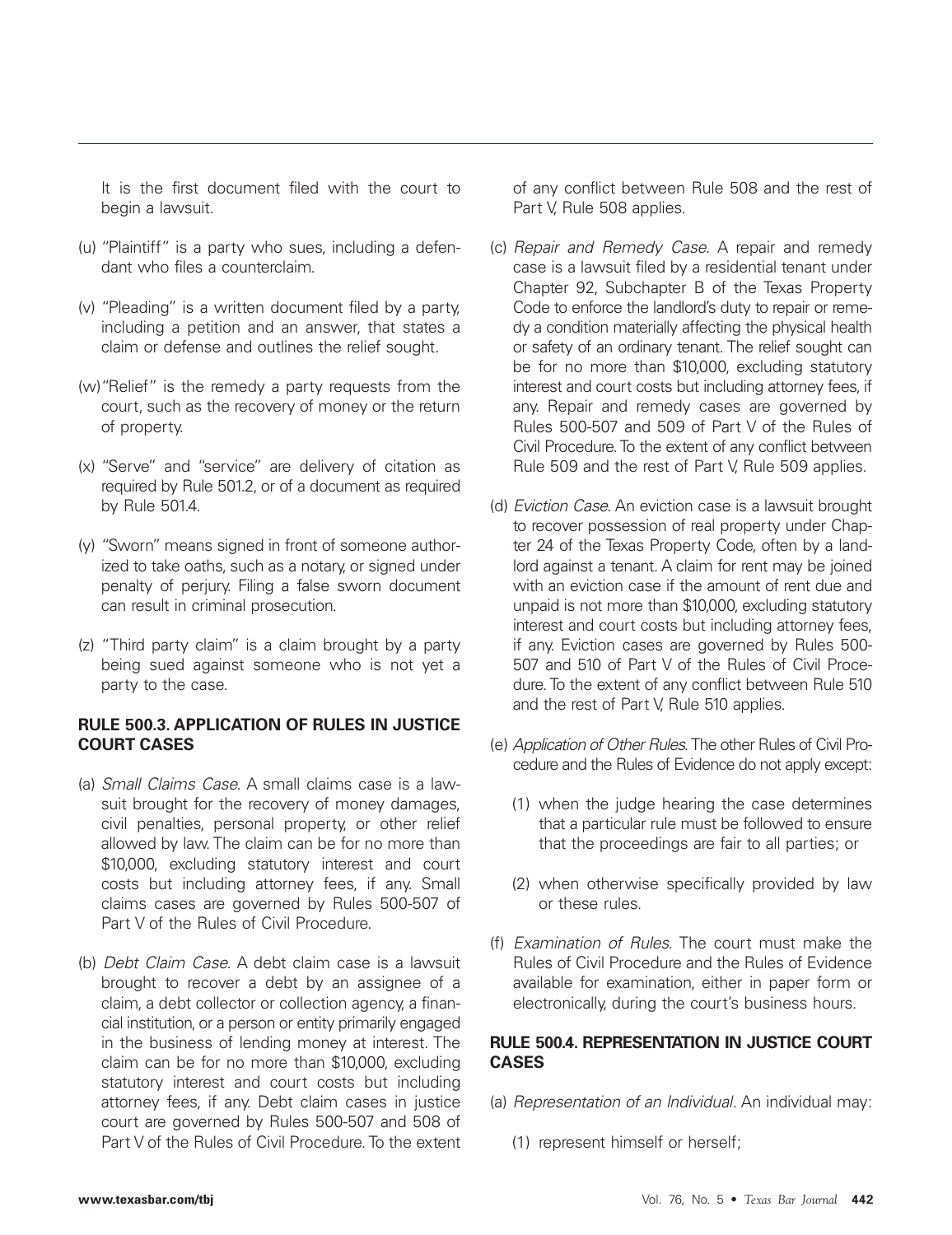It is the first document filed with the court to begin a lawsuit.

(u) "Plaintiff" is a party who sues, including a defendant who files a counterclaim.

(v) "Pleading" is a written document filed by a party, including a petition and an answer, that states a claim or defense and outlines the relief sought.

(w) "Relief" is the remedy a party requests from the court, such as the recovery of money or the return of property.

(x) "Serve" and "service" are delivery of citation as required by Rule 501.2, or of a document as required by Rule 501.4.

(y) "Sworn" means signed in front of someone authorized to take oaths, such as a notary, or signed under penalty of perjury. Filing a false sworn document can result in criminal prosecution.

(z) "Third party claim" is a claim brought by a party being sued against someone who is not yet a party to the case.

### RULE 500.3. APPLICATION OF RULES IN JUSTICE COURT CASES

(a) *Small Claims Case.* A small claims case is a lawsuit brought for the recovery of money damages, civil penalties, personal property, or other relief allowed by law. The claim can be for no more than $10,000, excluding statutory interest and court costs but including attorney fees, if any. Small claims cases are governed by Rules 500-507 of Part V of the Rules of Civil Procedure.

(b) *Debt Claim Case.* A debt claim case is a lawsuit brought to recover a debt by an assignee of a claim, a debt collector or collection agency, a financial institution, or a person or entity primarily engaged in the business of lending money at interest. The claim can be for no more than $10,000, excluding statutory interest and court costs but including attorney fees, if any. Debt claim cases in justice court are governed by Rules 500-507 and 508 of Part V of the Rules of Civil Procedure. To the extent of any conflict between Rule 508 and the rest of Part V, Rule 508 applies.

(c) *Repair and Remedy Case.* A repair and remedy case is a lawsuit filed by a residential tenant under Chapter 92, Subchapter B of the Texas Property Code to enforce the landlord's duty to repair or remedy a condition materially affecting the physical health or safety of an ordinary tenant. The relief sought can be for no more than $10,000, excluding statutory interest and court costs but including attorney fees, if any. Repair and remedy cases are governed by Rules 500-507 and 509 of Part V of the Rules of Civil Procedure. To the extent of any conflict between Rule 509 and the rest of Part V, Rule 509 applies.

(d) *Eviction Case.* An eviction case is a lawsuit brought to recover possession of real property under Chapter 24 of the Texas Property Code, often by a landlord against a tenant. A claim for rent may be joined with an eviction case if the amount of rent due and unpaid is not more than $10,000, excluding statutory interest and court costs but including attorney fees, if any. Eviction cases are governed by Rules 500-507 and 510 of Part V of the Rules of Civil Procedure. To the extent of any conflict between Rule 510 and the rest of Part V, Rule 510 applies.

(e) *Application of Other Rules.* The other Rules of Civil Procedure and the Rules of Evidence do not apply except:

   (1) when the judge hearing the case determines that a particular rule must be followed to ensure that the proceedings are fair to all parties; or

   (2) when otherwise specifically provided by law or these rules.

(f) *Examination of Rules.* The court must make the Rules of Civil Procedure and the Rules of Evidence available for examination, either in paper form or electronically, during the court's business hours.

### RULE 500.4. REPRESENTATION IN JUSTICE COURT CASES

(a) *Representation of an Individual.* An individual may:

   (1) represent himself or herself;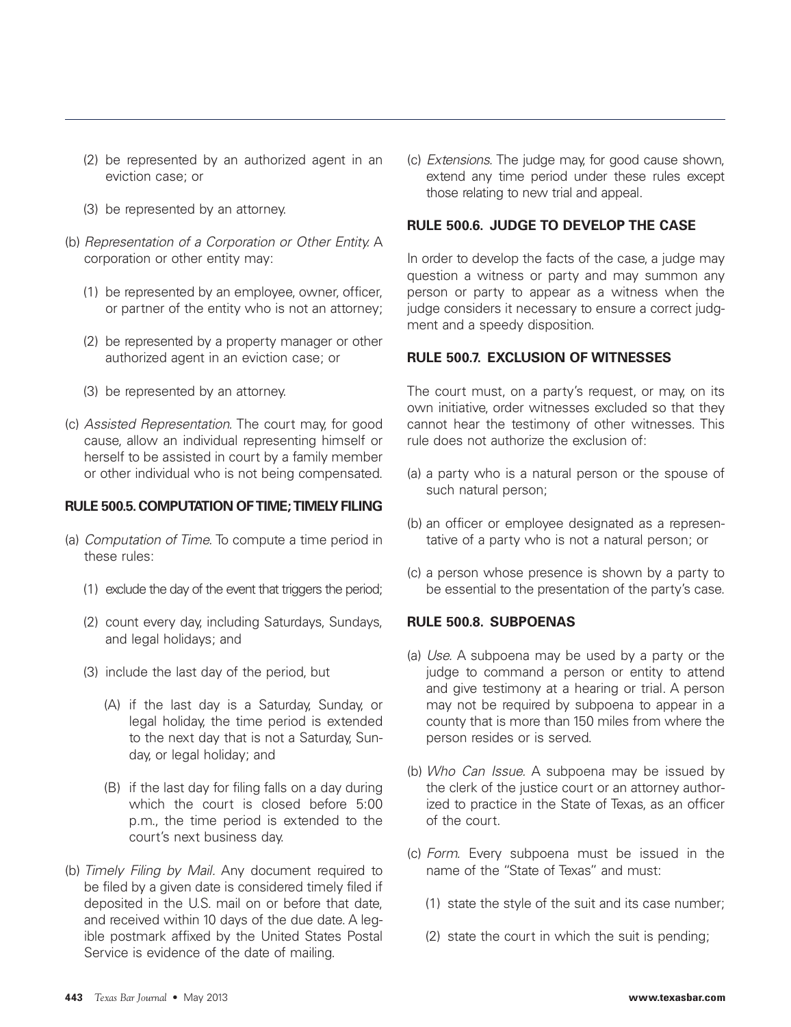(2) be represented by an authorized agent in an eviction case; or

(3) be represented by an attorney.

(b) *Representation of a Corporation or Other Entity.* A corporation or other entity may:

(1) be represented by an employee, owner, officer, or partner of the entity who is not an attorney;

(2) be represented by a property manager or other authorized agent in an eviction case; or

(3) be represented by an attorney.

(c) *Assisted Representation.* The court may, for good cause, allow an individual representing himself or herself to be assisted in court by a family member or other individual who is not being compensated.

### RULE 500.5. COMPUTATION OF TIME; TIMELY FILING

(a) *Computation of Time.* To compute a time period in these rules:

(1) exclude the day of the event that triggers the period;

(2) count every day, including Saturdays, Sundays, and legal holidays; and

(3) include the last day of the period, but

(A) if the last day is a Saturday, Sunday, or legal holiday, the time period is extended to the next day that is not a Saturday, Sunday, or legal holiday; and

(B) if the last day for filing falls on a day during which the court is closed before 5:00 p.m., the time period is extended to the court's next business day.

(b) *Timely Filing by Mail.* Any document required to be filed by a given date is considered timely filed if deposited in the U.S. mail on or before that date, and received within 10 days of the due date. A legible postmark affixed by the United States Postal Service is evidence of the date of mailing.

(c) *Extensions.* The judge may, for good cause shown, extend any time period under these rules except those relating to new trial and appeal.

### RULE 500.6. JUDGE TO DEVELOP THE CASE

In order to develop the facts of the case, a judge may question a witness or party and may summon any person or party to appear as a witness when the judge considers it necessary to ensure a correct judgment and a speedy disposition.

### RULE 500.7. EXCLUSION OF WITNESSES

The court must, on a party's request, or may, on its own initiative, order witnesses excluded so that they cannot hear the testimony of other witnesses. This rule does not authorize the exclusion of:

(a) a party who is a natural person or the spouse of such natural person;

(b) an officer or employee designated as a representative of a party who is not a natural person; or

(c) a person whose presence is shown by a party to be essential to the presentation of the party's case.

### RULE 500.8. SUBPOENAS

(a) *Use.* A subpoena may be used by a party or the judge to command a person or entity to attend and give testimony at a hearing or trial. A person may not be required by subpoena to appear in a county that is more than 150 miles from where the person resides or is served.

(b) *Who Can Issue.* A subpoena may be issued by the clerk of the justice court or an attorney authorized to practice in the State of Texas, as an officer of the court.

(c) *Form.* Every subpoena must be issued in the name of the "State of Texas" and must:

(1) state the style of the suit and its case number;

(2) state the court in which the suit is pending;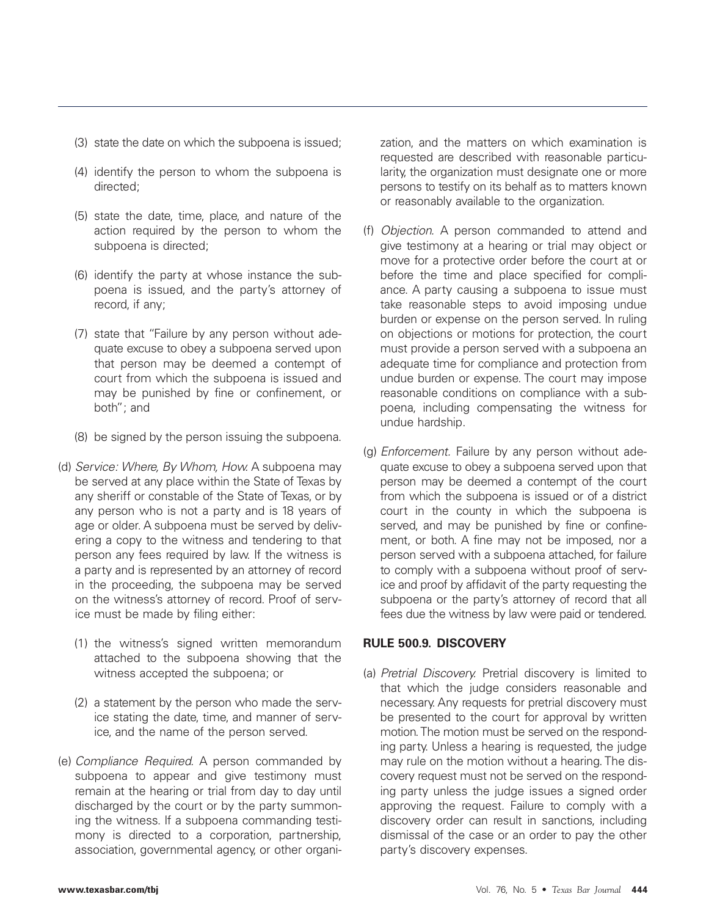(3) state the date on which the subpoena is issued;

(4) identify the person to whom the subpoena is directed;

(5) state the date, time, place, and nature of the action required by the person to whom the subpoena is directed;

(6) identify the party at whose instance the subpoena is issued, and the party's attorney of record, if any;

(7) state that "Failure by any person without adequate excuse to obey a subpoena served upon that person may be deemed a contempt of court from which the subpoena is issued and may be punished by fine or confinement, or both"; and

(8) be signed by the person issuing the subpoena.

(d) *Service: Where, By Whom, How.* A subpoena may be served at any place within the State of Texas by any sheriff or constable of the State of Texas, or by any person who is not a party and is 18 years of age or older. A subpoena must be served by delivering a copy to the witness and tendering to that person any fees required by law. If the witness is a party and is represented by an attorney of record in the proceeding, the subpoena may be served on the witness's attorney of record. Proof of service must be made by filing either:

(1) the witness's signed written memorandum attached to the subpoena showing that the witness accepted the subpoena; or

(2) a statement by the person who made the service stating the date, time, and manner of service, and the name of the person served.

(e) *Compliance Required.* A person commanded by subpoena to appear and give testimony must remain at the hearing or trial from day to day until discharged by the court or by the party summoning the witness. If a subpoena commanding testimony is directed to a corporation, partnership, association, governmental agency, or other organization, and the matters on which examination is requested are described with reasonable particularity, the organization must designate one or more persons to testify on its behalf as to matters known or reasonably available to the organization.

(f) *Objection.* A person commanded to attend and give testimony at a hearing or trial may object or move for a protective order before the court at or before the time and place specified for compliance. A party causing a subpoena to issue must take reasonable steps to avoid imposing undue burden or expense on the person served. In ruling on objections or motions for protection, the court must provide a person served with a subpoena an adequate time for compliance and protection from undue burden or expense. The court may impose reasonable conditions on compliance with a subpoena, including compensating the witness for undue hardship.

(g) *Enforcement.* Failure by any person without adequate excuse to obey a subpoena served upon that person may be deemed a contempt of the court from which the subpoena is issued or of a district court in the county in which the subpoena is served, and may be punished by fine or confinement, or both. A fine may not be imposed, nor a person served with a subpoena attached, for failure to comply with a subpoena without proof of service and proof by affidavit of the party requesting the subpoena or the party's attorney of record that all fees due the witness by law were paid or tendered.

**RULE 500.9. DISCOVERY**

(a) *Pretrial Discovery.* Pretrial discovery is limited to that which the judge considers reasonable and necessary. Any requests for pretrial discovery must be presented to the court for approval by written motion. The motion must be served on the responding party. Unless a hearing is requested, the judge may rule on the motion without a hearing. The discovery request must not be served on the responding party unless the judge issues a signed order approving the request. Failure to comply with a discovery order can result in sanctions, including dismissal of the case or an order to pay the other party's discovery expenses.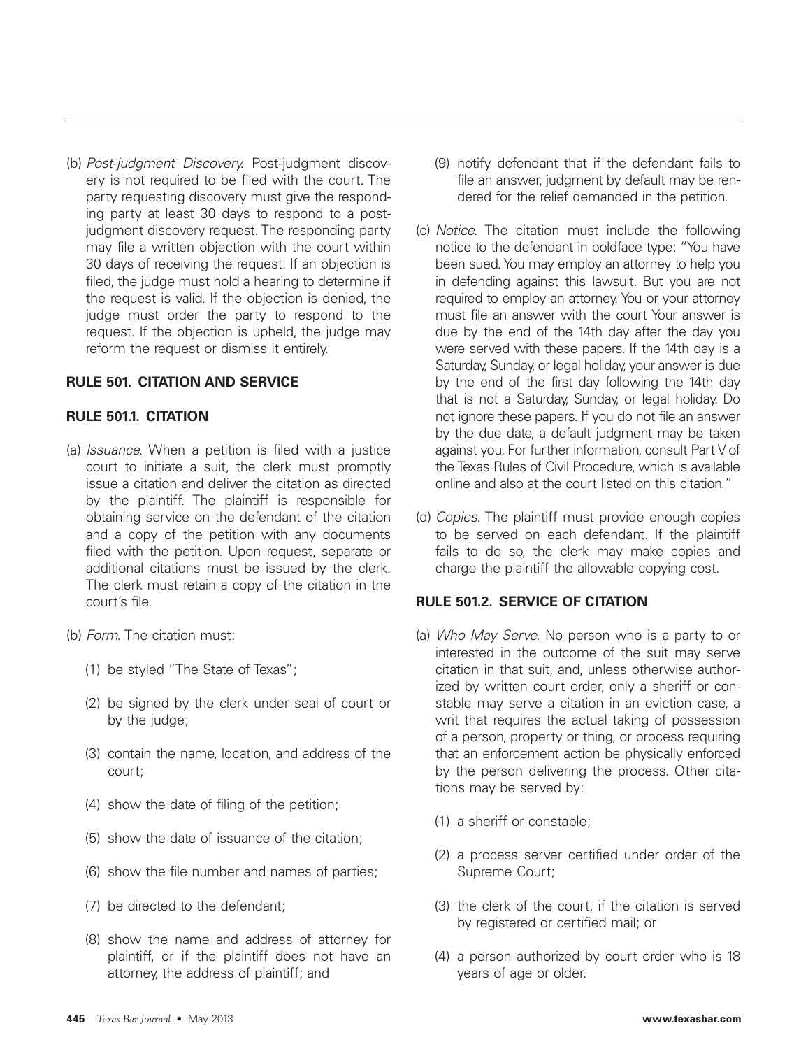(b) *Post-judgment Discovery.* Post-judgment discovery is not required to be filed with the court. The party requesting discovery must give the responding party at least 30 days to respond to a post-judgment discovery request. The responding party may file a written objection with the court within 30 days of receiving the request. If an objection is filed, the judge must hold a hearing to determine if the request is valid. If the objection is denied, the judge must order the party to respond to the request. If the objection is upheld, the judge may reform the request or dismiss it entirely.

### RULE 501. CITATION AND SERVICE

### RULE 501.1. CITATION

(a) *Issuance.* When a petition is filed with a justice court to initiate a suit, the clerk must promptly issue a citation and deliver the citation as directed by the plaintiff. The plaintiff is responsible for obtaining service on the defendant of the citation and a copy of the petition with any documents filed with the petition. Upon request, separate or additional citations must be issued by the clerk. The clerk must retain a copy of the citation in the court's file.

(b) *Form.* The citation must:

- (1) be styled "The State of Texas";
- (2) be signed by the clerk under seal of court or by the judge;
- (3) contain the name, location, and address of the court;
- (4) show the date of filing of the petition;
- (5) show the date of issuance of the citation;
- (6) show the file number and names of parties;
- (7) be directed to the defendant;
- (8) show the name and address of attorney for plaintiff, or if the plaintiff does not have an attorney, the address of plaintiff; and
- (9) notify defendant that if the defendant fails to file an answer, judgment by default may be rendered for the relief demanded in the petition.

(c) *Notice.* The citation must include the following notice to the defendant in boldface type: "You have been sued. You may employ an attorney to help you in defending against this lawsuit. But you are not required to employ an attorney. You or your attorney must file an answer with the court Your answer is due by the end of the 14th day after the day you were served with these papers. If the 14th day is a Saturday, Sunday, or legal holiday, your answer is due by the end of the first day following the 14th day that is not a Saturday, Sunday, or legal holiday. Do not ignore these papers. If you do not file an answer by the due date, a default judgment may be taken against you. For further information, consult Part V of the Texas Rules of Civil Procedure, which is available online and also at the court listed on this citation."

(d) *Copies.* The plaintiff must provide enough copies to be served on each defendant. If the plaintiff fails to do so, the clerk may make copies and charge the plaintiff the allowable copying cost.

### RULE 501.2. SERVICE OF CITATION

(a) *Who May Serve.* No person who is a party to or interested in the outcome of the suit may serve citation in that suit, and, unless otherwise authorized by written court order, only a sheriff or constable may serve a citation in an eviction case, a writ that requires the actual taking of possession of a person, property or thing, or process requiring that an enforcement action be physically enforced by the person delivering the process. Other citations may be served by:

- (1) a sheriff or constable;
- (2) a process server certified under order of the Supreme Court;
- (3) the clerk of the court, if the citation is served by registered or certified mail; or
- (4) a person authorized by court order who is 18 years of age or older.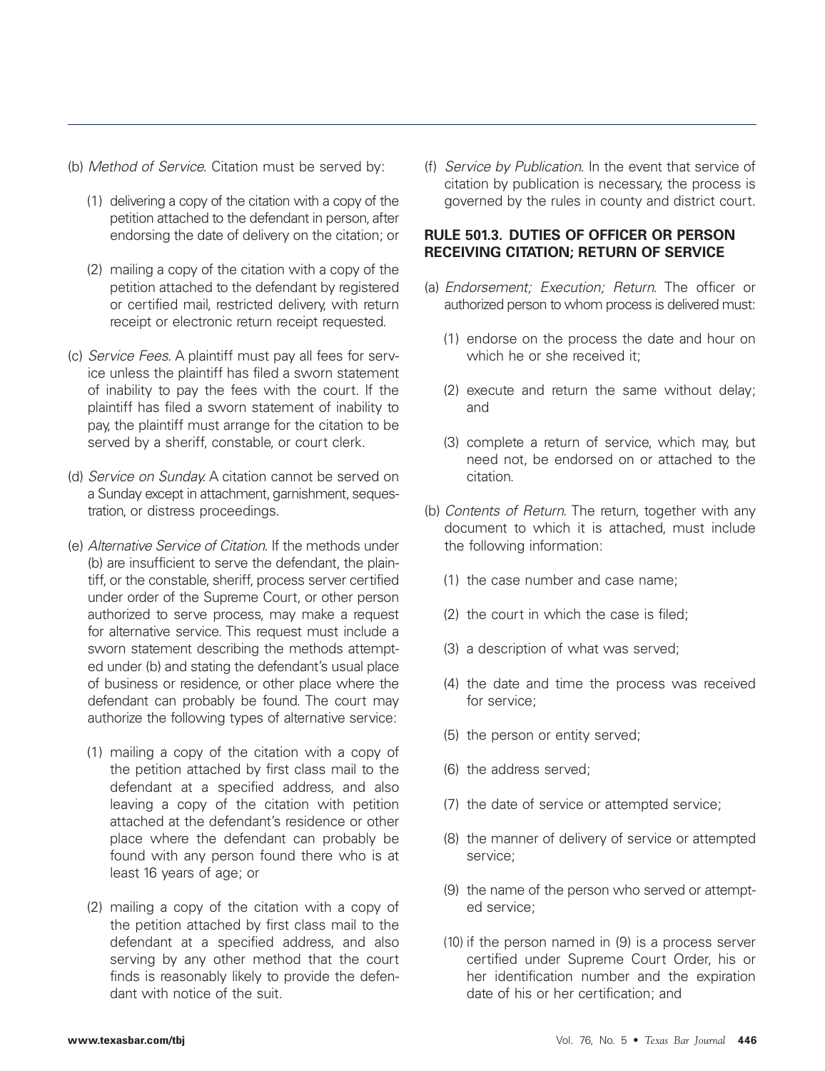(b) *Method of Service*. Citation must be served by:

(1) delivering a copy of the citation with a copy of the petition attached to the defendant in person, after endorsing the date of delivery on the citation; or

(2) mailing a copy of the citation with a copy of the petition attached to the defendant by registered or certified mail, restricted delivery, with return receipt or electronic return receipt requested.

(c) *Service Fees*. A plaintiff must pay all fees for service unless the plaintiff has filed a sworn statement of inability to pay the fees with the court. If the plaintiff has filed a sworn statement of inability to pay, the plaintiff must arrange for the citation to be served by a sheriff, constable, or court clerk.

(d) *Service on Sunday*. A citation cannot be served on a Sunday except in attachment, garnishment, sequestration, or distress proceedings.

(e) *Alternative Service of Citation*. If the methods under (b) are insufficient to serve the defendant, the plaintiff, or the constable, sheriff, process server certified under order of the Supreme Court, or other person authorized to serve process, may make a request for alternative service. This request must include a sworn statement describing the methods attempted under (b) and stating the defendant's usual place of business or residence, or other place where the defendant can probably be found. The court may authorize the following types of alternative service:

(1) mailing a copy of the citation with a copy of the petition attached by first class mail to the defendant at a specified address, and also leaving a copy of the citation with petition attached at the defendant's residence or other place where the defendant can probably be found with any person found there who is at least 16 years of age; or

(2) mailing a copy of the citation with a copy of the petition attached by first class mail to the defendant at a specified address, and also serving by any other method that the court finds is reasonably likely to provide the defendant with notice of the suit.

(f) *Service by Publication*. In the event that service of citation by publication is necessary, the process is governed by the rules in county and district court.

### RULE 501.3. DUTIES OF OFFICER OR PERSON RECEIVING CITATION; RETURN OF SERVICE

(a) *Endorsement; Execution; Return*. The officer or authorized person to whom process is delivered must:

(1) endorse on the process the date and hour on which he or she received it;

(2) execute and return the same without delay; and

(3) complete a return of service, which may, but need not, be endorsed on or attached to the citation.

(b) *Contents of Return*. The return, together with any document to which it is attached, must include the following information:

(1) the case number and case name;

(2) the court in which the case is filed;

(3) a description of what was served;

(4) the date and time the process was received for service;

(5) the person or entity served;

(6) the address served;

(7) the date of service or attempted service;

(8) the manner of delivery of service or attempted service;

(9) the name of the person who served or attempted service;

(10) if the person named in (9) is a process server certified under Supreme Court Order, his or her identification number and the expiration date of his or her certification; and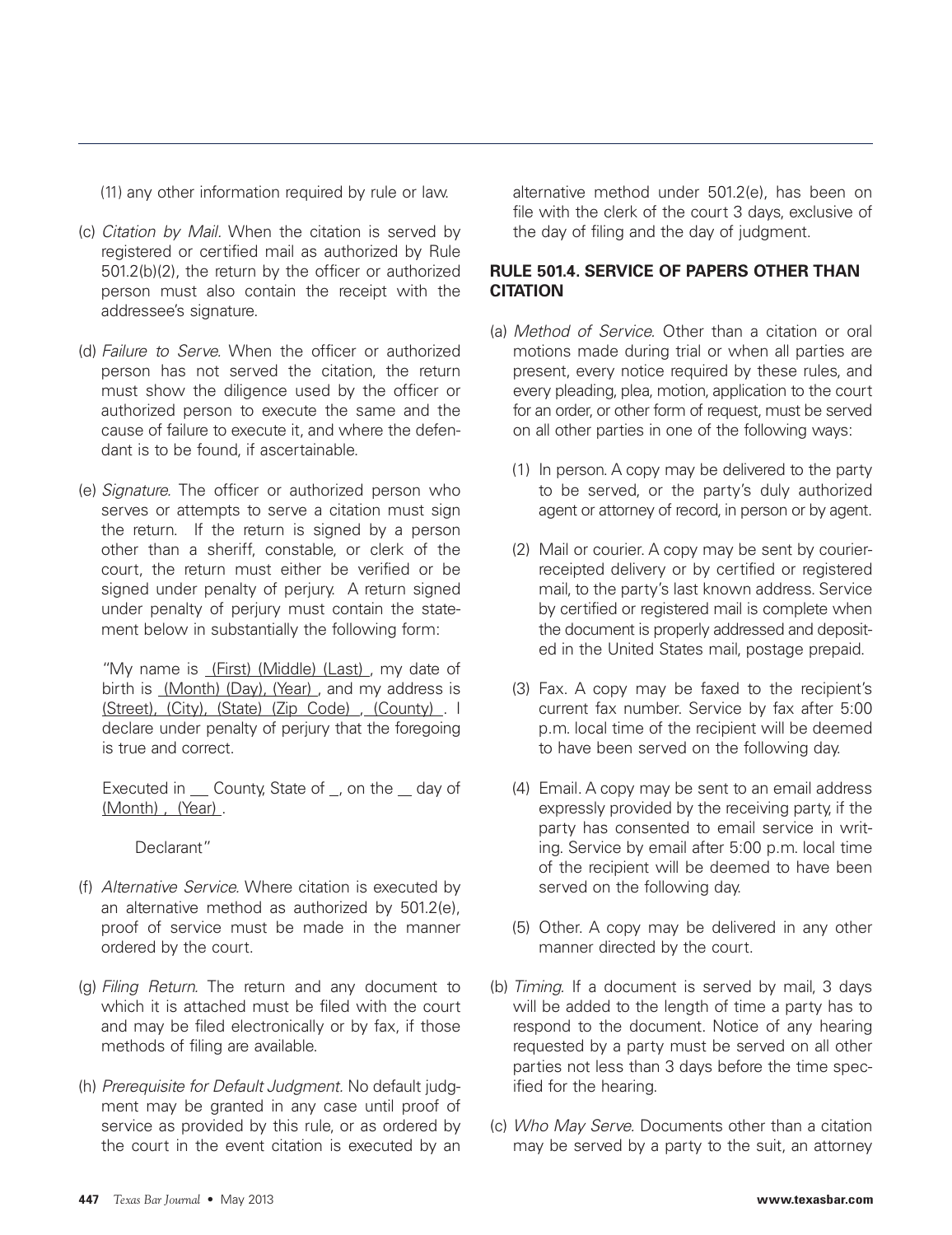(11) any other information required by rule or law.

(c) *Citation by Mail*. When the citation is served by registered or certified mail as authorized by Rule 501.2(b)(2), the return by the officer or authorized person must also contain the receipt with the addressee's signature.

(d) *Failure to Serve*. When the officer or authorized person has not served the citation, the return must show the diligence used by the officer or authorized person to execute the same and the cause of failure to execute it, and where the defendant is to be found, if ascertainable.

(e) *Signature*. The officer or authorized person who serves or attempts to serve a citation must sign the return. If the return is signed by a person other than a sheriff, constable, or clerk of the court, the return must either be verified or be signed under penalty of perjury. A return signed under penalty of perjury must contain the statement below in substantially the following form:

"My name is (First) (Middle) (Last), my date of birth is (Month) (Day), (Year), and my address is (Street), (City), (State) (Zip Code), (County). I declare under penalty of perjury that the foregoing is true and correct.

Executed in __ County, State of _, on the __ day of (Month), (Year).

Declarant"

(f) *Alternative Service*. Where citation is executed by an alternative method as authorized by 501.2(e), proof of service must be made in the manner ordered by the court.

(g) *Filing Return*. The return and any document to which it is attached must be filed with the court and may be filed electronically or by fax, if those methods of filing are available.

(h) *Prerequisite for Default Judgment*. No default judgment may be granted in any case until proof of service as provided by this rule, or as ordered by the court in the event citation is executed by an alternative method under 501.2(e), has been on file with the clerk of the court 3 days, exclusive of the day of filing and the day of judgment.

## RULE 501.4. SERVICE OF PAPERS OTHER THAN CITATION

(a) *Method of Service*. Other than a citation or oral motions made during trial or when all parties are present, every notice required by these rules, and every pleading, plea, motion, application to the court for an order, or other form of request, must be served on all other parties in one of the following ways:

(1) In person. A copy may be delivered to the party to be served, or the party's duly authorized agent or attorney of record, in person or by agent.

(2) Mail or courier. A copy may be sent by courier-receipted delivery or by certified or registered mail, to the party's last known address. Service by certified or registered mail is complete when the document is properly addressed and deposited in the United States mail, postage prepaid.

(3) Fax. A copy may be faxed to the recipient's current fax number. Service by fax after 5:00 p.m. local time of the recipient will be deemed to have been served on the following day.

(4) Email. A copy may be sent to an email address expressly provided by the receiving party, if the party has consented to email service in writing. Service by email after 5:00 p.m. local time of the recipient will be deemed to have been served on the following day.

(5) Other. A copy may be delivered in any other manner directed by the court.

(b) *Timing*. If a document is served by mail, 3 days will be added to the length of time a party has to respond to the document. Notice of any hearing requested by a party must be served on all other parties not less than 3 days before the time specified for the hearing.

(c) *Who May Serve*. Documents other than a citation may be served by a party to the suit, an attorney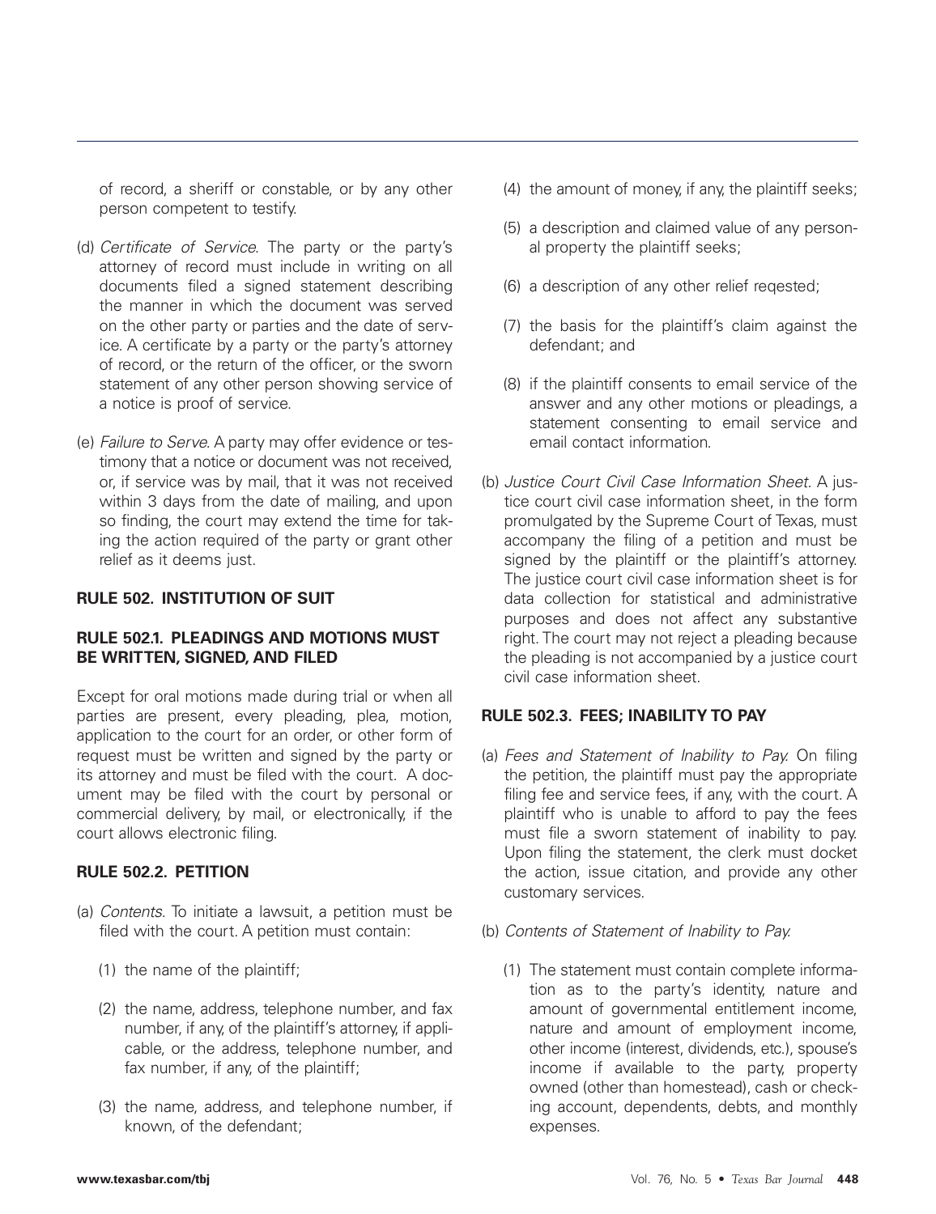of record, a sheriff or constable, or by any other person competent to testify.

(d) *Certificate of Service.* The party or the party's attorney of record must include in writing on all documents filed a signed statement describing the manner in which the document was served on the other party or parties and the date of service. A certificate by a party or the party's attorney of record, or the return of the officer, or the sworn statement of any other person showing service of a notice is proof of service.

(e) *Failure to Serve.* A party may offer evidence or testimony that a notice or document was not received, or, if service was by mail, that it was not received within 3 days from the date of mailing, and upon so finding, the court may extend the time for taking the action required of the party or grant other relief as it deems just.

### RULE 502. INSTITUTION OF SUIT

### RULE 502.1. PLEADINGS AND MOTIONS MUST BE WRITTEN, SIGNED, AND FILED

Except for oral motions made during trial or when all parties are present, every pleading, plea, motion, application to the court for an order, or other form of request must be written and signed by the party or its attorney and must be filed with the court. A document may be filed with the court by personal or commercial delivery, by mail, or electronically, if the court allows electronic filing.

### RULE 502.2. PETITION

(a) *Contents.* To initiate a lawsuit, a petition must be filed with the court. A petition must contain:

(1) the name of the plaintiff;

(2) the name, address, telephone number, and fax number, if any, of the plaintiff's attorney, if applicable, or the address, telephone number, and fax number, if any, of the plaintiff;

(3) the name, address, and telephone number, if known, of the defendant;

(4) the amount of money, if any, the plaintiff seeks;

(5) a description and claimed value of any personal property the plaintiff seeks;

(6) a description of any other relief reqested;

(7) the basis for the plaintiff's claim against the defendant; and

(8) if the plaintiff consents to email service of the answer and any other motions or pleadings, a statement consenting to email service and email contact information.

(b) *Justice Court Civil Case Information Sheet.* A justice court civil case information sheet, in the form promulgated by the Supreme Court of Texas, must accompany the filing of a petition and must be signed by the plaintiff or the plaintiff's attorney. The justice court civil case information sheet is for data collection for statistical and administrative purposes and does not affect any substantive right. The court may not reject a pleading because the pleading is not accompanied by a justice court civil case information sheet.

### RULE 502.3. FEES; INABILITY TO PAY

(a) *Fees and Statement of Inability to Pay.* On filing the petition, the plaintiff must pay the appropriate filing fee and service fees, if any, with the court. A plaintiff who is unable to afford to pay the fees must file a sworn statement of inability to pay. Upon filing the statement, the clerk must docket the action, issue citation, and provide any other customary services.

(b) *Contents of Statement of Inability to Pay.*

(1) The statement must contain complete information as to the party's identity, nature and amount of governmental entitlement income, nature and amount of employment income, other income (interest, dividends, etc.), spouse's income if available to the party, property owned (other than homestead), cash or checking account, dependents, debts, and monthly expenses.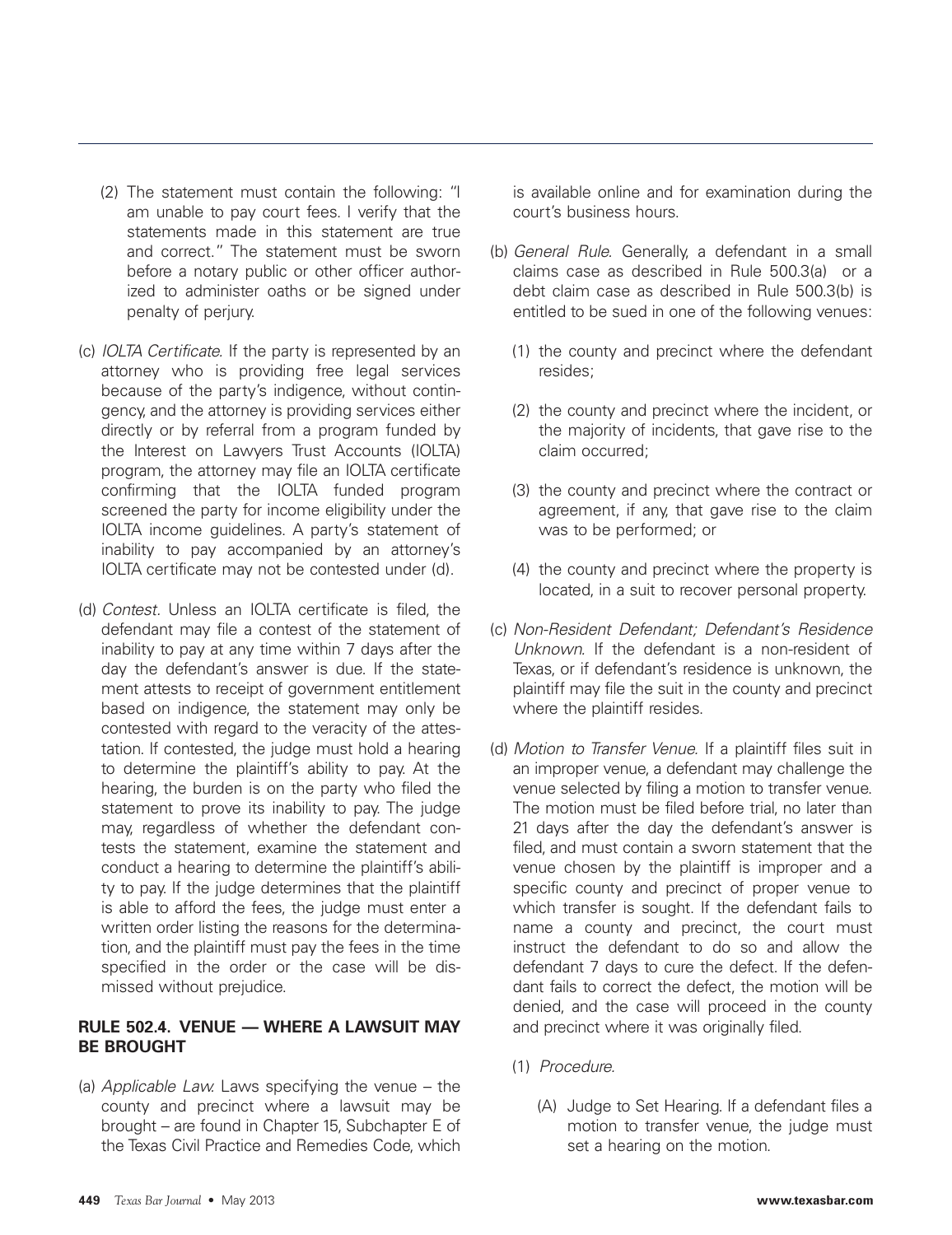(2) The statement must contain the following: "I am unable to pay court fees. I verify that the statements made in this statement are true and correct." The statement must be sworn before a notary public or other officer authorized to administer oaths or be signed under penalty of perjury.

(c) *IOLTA Certificate.* If the party is represented by an attorney who is providing free legal services because of the party's indigence, without contingency, and the attorney is providing services either directly or by referral from a program funded by the Interest on Lawyers Trust Accounts (IOLTA) program, the attorney may file an IOLTA certificate confirming that the IOLTA funded program screened the party for income eligibility under the IOLTA income guidelines. A party's statement of inability to pay accompanied by an attorney's IOLTA certificate may not be contested under (d).

(d) *Contest*. Unless an IOLTA certificate is filed, the defendant may file a contest of the statement of inability to pay at any time within 7 days after the day the defendant's answer is due. If the statement attests to receipt of government entitlement based on indigence, the statement may only be contested with regard to the veracity of the attestation. If contested, the judge must hold a hearing to determine the plaintiff's ability to pay. At the hearing, the burden is on the party who filed the statement to prove its inability to pay. The judge may, regardless of whether the defendant contests the statement, examine the statement and conduct a hearing to determine the plaintiff's ability to pay. If the judge determines that the plaintiff is able to afford the fees, the judge must enter a written order listing the reasons for the determination, and the plaintiff must pay the fees in the time specified in the order or the case will be dismissed without prejudice.

## RULE 502.4. VENUE — WHERE A LAWSUIT MAY BE BROUGHT

(a) *Applicable Law.* Laws specifying the venue – the county and precinct where a lawsuit may be brought – are found in Chapter 15, Subchapter E of the Texas Civil Practice and Remedies Code, which is available online and for examination during the court's business hours.

(b) *General Rule.* Generally, a defendant in a small claims case as described in Rule 500.3(a) or a debt claim case as described in Rule 500.3(b) is entitled to be sued in one of the following venues:

(1) the county and precinct where the defendant resides;

(2) the county and precinct where the incident, or the majority of incidents, that gave rise to the claim occurred;

(3) the county and precinct where the contract or agreement, if any, that gave rise to the claim was to be performed; or

(4) the county and precinct where the property is located, in a suit to recover personal property.

(c) *Non-Resident Defendant; Defendant's Residence Unknown.* If the defendant is a non-resident of Texas, or if defendant's residence is unknown, the plaintiff may file the suit in the county and precinct where the plaintiff resides.

(d) *Motion to Transfer Venue.* If a plaintiff files suit in an improper venue, a defendant may challenge the venue selected by filing a motion to transfer venue. The motion must be filed before trial, no later than 21 days after the day the defendant's answer is filed, and must contain a sworn statement that the venue chosen by the plaintiff is improper and a specific county and precinct of proper venue to which transfer is sought. If the defendant fails to name a county and precinct, the court must instruct the defendant to do so and allow the defendant 7 days to cure the defect. If the defendant fails to correct the defect, the motion will be denied, and the case will proceed in the county and precinct where it was originally filed.

(1) *Procedure.*

(A) Judge to Set Hearing. If a defendant files a motion to transfer venue, the judge must set a hearing on the motion.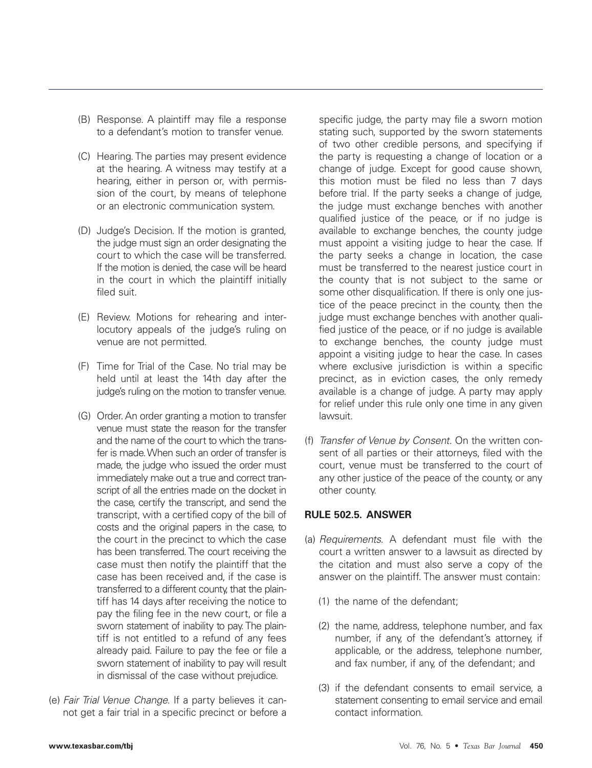(B) Response. A plaintiff may file a response to a defendant's motion to transfer venue.

(C) Hearing. The parties may present evidence at the hearing. A witness may testify at a hearing, either in person or, with permission of the court, by means of telephone or an electronic communication system.

(D) Judge's Decision. If the motion is granted, the judge must sign an order designating the court to which the case will be transferred. If the motion is denied, the case will be heard in the court in which the plaintiff initially filed suit.

(E) Review. Motions for rehearing and interlocutory appeals of the judge's ruling on venue are not permitted.

(F) Time for Trial of the Case. No trial may be held until at least the 14th day after the judge's ruling on the motion to transfer venue.

(G) Order. An order granting a motion to transfer venue must state the reason for the transfer and the name of the court to which the transfer is made. When such an order of transfer is made, the judge who issued the order must immediately make out a true and correct transcript of all the entries made on the docket in the case, certify the transcript, and send the transcript, with a certified copy of the bill of costs and the original papers in the case, to the court in the precinct to which the case has been transferred. The court receiving the case must then notify the plaintiff that the case has been received and, if the case is transferred to a different county, that the plaintiff has 14 days after receiving the notice to pay the filing fee in the new court, or file a sworn statement of inability to pay. The plaintiff is not entitled to a refund of any fees already paid. Failure to pay the fee or file a sworn statement of inability to pay will result in dismissal of the case without prejudice.

(e) *Fair Trial Venue Change*. If a party believes it cannot get a fair trial in a specific precinct or before a specific judge, the party may file a sworn motion stating such, supported by the sworn statements of two other credible persons, and specifying if the party is requesting a change of location or a change of judge. Except for good cause shown, this motion must be filed no less than 7 days before trial. If the party seeks a change of judge, the judge must exchange benches with another qualified justice of the peace, or if no judge is available to exchange benches, the county judge must appoint a visiting judge to hear the case. If the party seeks a change in location, the case must be transferred to the nearest justice court in the county that is not subject to the same or some other disqualification. If there is only one justice of the peace precinct in the county, then the judge must exchange benches with another qualified justice of the peace, or if no judge is available to exchange benches, the county judge must appoint a visiting judge to hear the case. In cases where exclusive jurisdiction is within a specific precinct, as in eviction cases, the only remedy available is a change of judge. A party may apply for relief under this rule only one time in any given lawsuit.

(f) *Transfer of Venue by Consent*. On the written consent of all parties or their attorneys, filed with the court, venue must be transferred to the court of any other justice of the peace of the county, or any other county.

**RULE 502.5. ANSWER**

(a) *Requirements*. A defendant must file with the court a written answer to a lawsuit as directed by the citation and must also serve a copy of the answer on the plaintiff. The answer must contain:

(1) the name of the defendant;

(2) the name, address, telephone number, and fax number, if any, of the defendant's attorney, if applicable, or the address, telephone number, and fax number, if any, of the defendant; and

(3) if the defendant consents to email service, a statement consenting to email service and email contact information.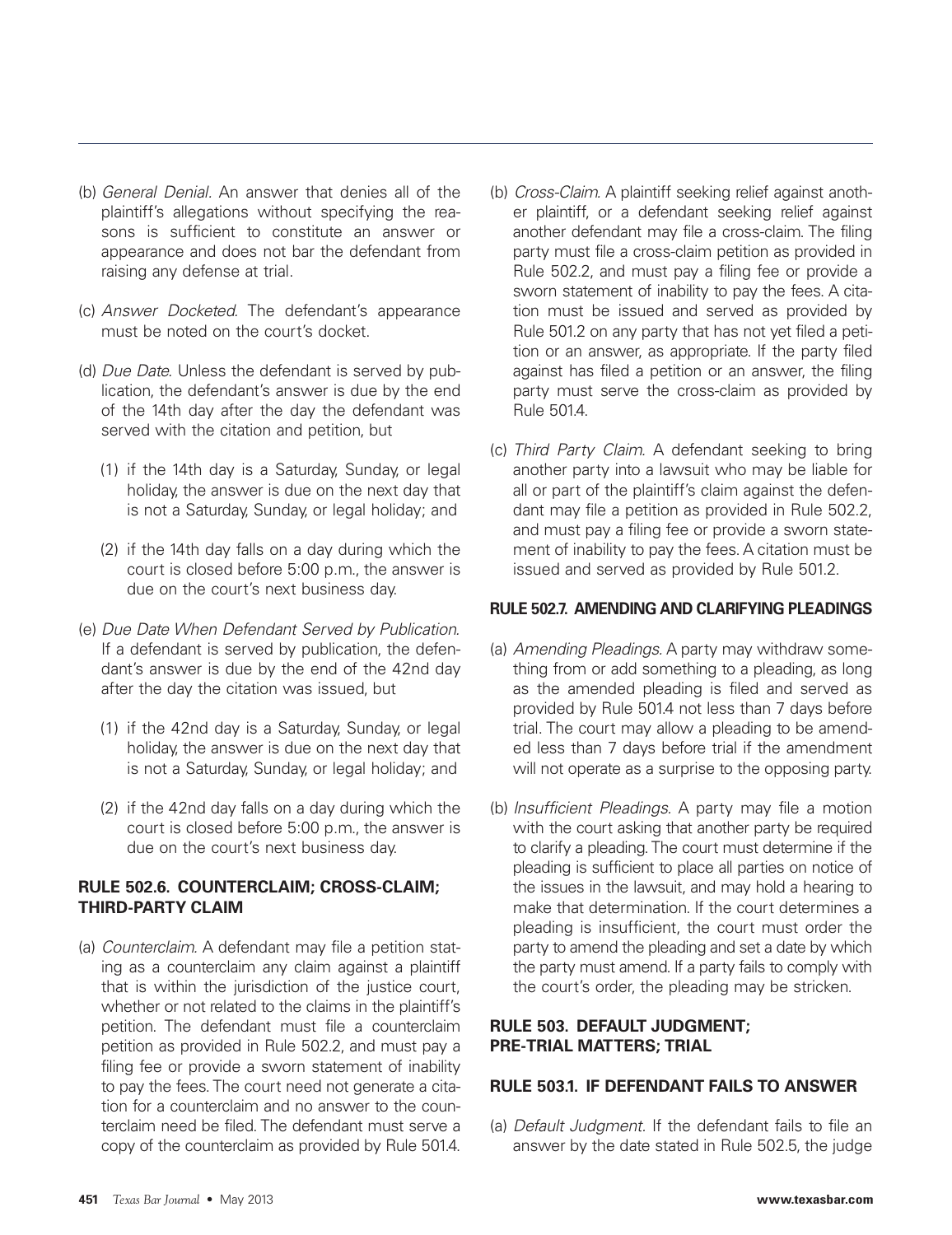(b) *General Denial*. An answer that denies all of the plaintiff's allegations without specifying the reasons is sufficient to constitute an answer or appearance and does not bar the defendant from raising any defense at trial.

(c) *Answer Docketed*. The defendant's appearance must be noted on the court's docket.

(d) *Due Date*. Unless the defendant is served by publication, the defendant's answer is due by the end of the 14th day after the day the defendant was served with the citation and petition, but

(1) if the 14th day is a Saturday, Sunday, or legal holiday, the answer is due on the next day that is not a Saturday, Sunday, or legal holiday; and

(2) if the 14th day falls on a day during which the court is closed before 5:00 p.m., the answer is due on the court's next business day.

(e) *Due Date When Defendant Served by Publication*. If a defendant is served by publication, the defendant's answer is due by the end of the 42nd day after the day the citation was issued, but

(1) if the 42nd day is a Saturday, Sunday, or legal holiday, the answer is due on the next day that is not a Saturday, Sunday, or legal holiday; and

(2) if the 42nd day falls on a day during which the court is closed before 5:00 p.m., the answer is due on the court's next business day.

## RULE 502.6. COUNTERCLAIM; CROSS-CLAIM; THIRD-PARTY CLAIM

(a) *Counterclaim*. A defendant may file a petition stating as a counterclaim any claim against a plaintiff that is within the jurisdiction of the justice court, whether or not related to the claims in the plaintiff's petition. The defendant must file a counterclaim petition as provided in Rule 502.2, and must pay a filing fee or provide a sworn statement of inability to pay the fees. The court need not generate a citation for a counterclaim and no answer to the counterclaim need be filed. The defendant must serve a copy of the counterclaim as provided by Rule 501.4.

(b) *Cross-Claim*. A plaintiff seeking relief against another plaintiff, or a defendant seeking relief against another defendant may file a cross-claim. The filing party must file a cross-claim petition as provided in Rule 502.2, and must pay a filing fee or provide a sworn statement of inability to pay the fees. A citation must be issued and served as provided by Rule 501.2 on any party that has not yet filed a petition or an answer, as appropriate. If the party filed against has filed a petition or an answer, the filing party must serve the cross-claim as provided by Rule 501.4.

(c) *Third Party Claim*. A defendant seeking to bring another party into a lawsuit who may be liable for all or part of the plaintiff's claim against the defendant may file a petition as provided in Rule 502.2, and must pay a filing fee or provide a sworn statement of inability to pay the fees. A citation must be issued and served as provided by Rule 501.2.

## RULE 502.7. AMENDING AND CLARIFYING PLEADINGS

(a) *Amending Pleadings*. A party may withdraw something from or add something to a pleading, as long as the amended pleading is filed and served as provided by Rule 501.4 not less than 7 days before trial. The court may allow a pleading to be amended less than 7 days before trial if the amendment will not operate as a surprise to the opposing party.

(b) *Insufficient Pleadings*. A party may file a motion with the court asking that another party be required to clarify a pleading. The court must determine if the pleading is sufficient to place all parties on notice of the issues in the lawsuit, and may hold a hearing to make that determination. If the court determines a pleading is insufficient, the court must order the party to amend the pleading and set a date by which the party must amend. If a party fails to comply with the court's order, the pleading may be stricken.

## RULE 503. DEFAULT JUDGMENT; PRE-TRIAL MATTERS; TRIAL

## RULE 503.1. IF DEFENDANT FAILS TO ANSWER

(a) *Default Judgment*. If the defendant fails to file an answer by the date stated in Rule 502.5, the judge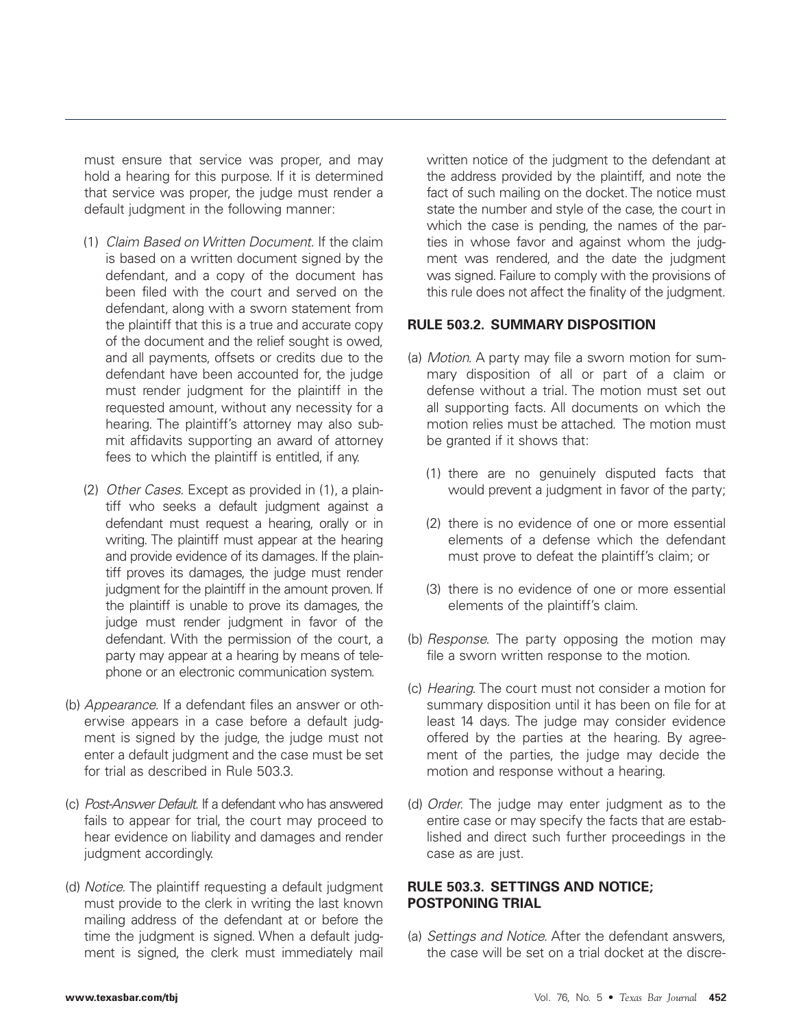must ensure that service was proper, and may hold a hearing for this purpose. If it is determined that service was proper, the judge must render a default judgment in the following manner:

(1) *Claim Based on Written Document.* If the claim is based on a written document signed by the defendant, and a copy of the document has been filed with the court and served on the defendant, along with a sworn statement from the plaintiff that this is a true and accurate copy of the document and the relief sought is owed, and all payments, offsets or credits due to the defendant have been accounted for, the judge must render judgment for the plaintiff in the requested amount, without any necessity for a hearing. The plaintiff's attorney may also submit affidavits supporting an award of attorney fees to which the plaintiff is entitled, if any.

(2) *Other Cases.* Except as provided in (1), a plaintiff who seeks a default judgment against a defendant must request a hearing, orally or in writing. The plaintiff must appear at the hearing and provide evidence of its damages. If the plaintiff proves its damages, the judge must render judgment for the plaintiff in the amount proven. If the plaintiff is unable to prove its damages, the judge must render judgment in favor of the defendant. With the permission of the court, a party may appear at a hearing by means of telephone or an electronic communication system.

(b) *Appearance.* If a defendant files an answer or otherwise appears in a case before a default judgment is signed by the judge, the judge must not enter a default judgment and the case must be set for trial as described in Rule 503.3.

(c) *Post-Answer Default.* If a defendant who has answered fails to appear for trial, the court may proceed to hear evidence on liability and damages and render judgment accordingly.

(d) *Notice.* The plaintiff requesting a default judgment must provide to the clerk in writing the last known mailing address of the defendant at or before the time the judgment is signed. When a default judgment is signed, the clerk must immediately mail written notice of the judgment to the defendant at the address provided by the plaintiff, and note the fact of such mailing on the docket. The notice must state the number and style of the case, the court in which the case is pending, the names of the parties in whose favor and against whom the judgment was rendered, and the date the judgment was signed. Failure to comply with the provisions of this rule does not affect the finality of the judgment.

### RULE 503.2. SUMMARY DISPOSITION

(a) *Motion.* A party may file a sworn motion for summary disposition of all or part of a claim or defense without a trial. The motion must set out all supporting facts. All documents on which the motion relies must be attached. The motion must be granted if it shows that:

(1) there are no genuinely disputed facts that would prevent a judgment in favor of the party;

(2) there is no evidence of one or more essential elements of a defense which the defendant must prove to defeat the plaintiff's claim; or

(3) there is no evidence of one or more essential elements of the plaintiff's claim.

(b) *Response.* The party opposing the motion may file a sworn written response to the motion.

(c) *Hearing.* The court must not consider a motion for summary disposition until it has been on file for at least 14 days. The judge may consider evidence offered by the parties at the hearing. By agreement of the parties, the judge may decide the motion and response without a hearing.

(d) *Order.* The judge may enter judgment as to the entire case or may specify the facts that are established and direct such further proceedings in the case as are just.

### RULE 503.3. SETTINGS AND NOTICE; POSTPONING TRIAL

(a) *Settings and Notice.* After the defendant answers, the case will be set on a trial docket at the discre-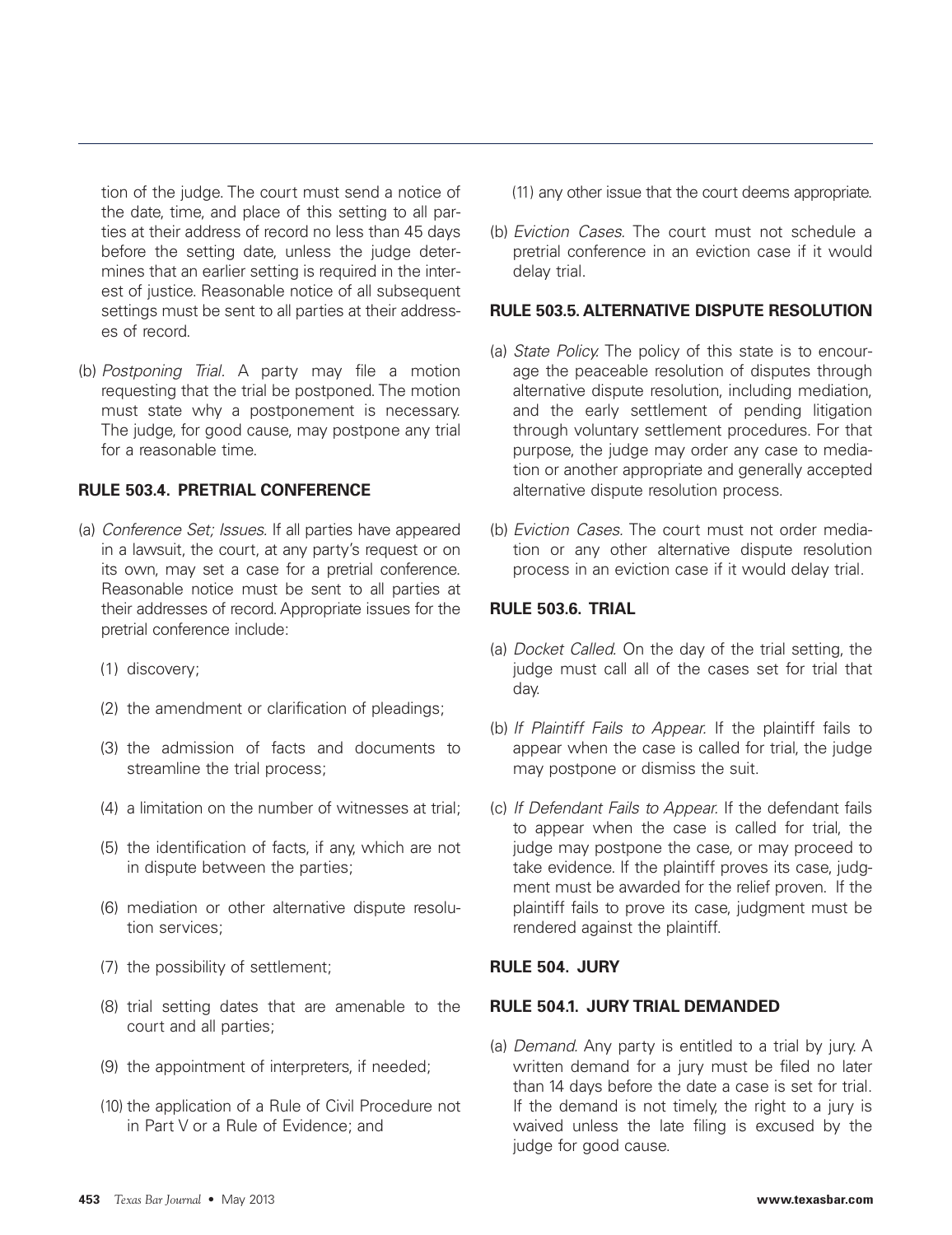tion of the judge. The court must send a notice of the date, time, and place of this setting to all parties at their address of record no less than 45 days before the setting date, unless the judge determines that an earlier setting is required in the interest of justice. Reasonable notice of all subsequent settings must be sent to all parties at their addresses of record.

(b) *Postponing Trial.* A party may file a motion requesting that the trial be postponed. The motion must state why a postponement is necessary. The judge, for good cause, may postpone any trial for a reasonable time.

### RULE 503.4. PRETRIAL CONFERENCE

(a) *Conference Set; Issues.* If all parties have appeared in a lawsuit, the court, at any party's request or on its own, may set a case for a pretrial conference. Reasonable notice must be sent to all parties at their addresses of record. Appropriate issues for the pretrial conference include:

(1) discovery;

(2) the amendment or clarification of pleadings;

(3) the admission of facts and documents to streamline the trial process;

(4) a limitation on the number of witnesses at trial;

(5) the identification of facts, if any, which are not in dispute between the parties;

(6) mediation or other alternative dispute resolution services;

(7) the possibility of settlement;

(8) trial setting dates that are amenable to the court and all parties;

(9) the appointment of interpreters, if needed;

(10) the application of a Rule of Civil Procedure not in Part V or a Rule of Evidence; and

(11) any other issue that the court deems appropriate.

(b) *Eviction Cases.* The court must not schedule a pretrial conference in an eviction case if it would delay trial.

### RULE 503.5. ALTERNATIVE DISPUTE RESOLUTION

(a) *State Policy.* The policy of this state is to encourage the peaceable resolution of disputes through alternative dispute resolution, including mediation, and the early settlement of pending litigation through voluntary settlement procedures. For that purpose, the judge may order any case to mediation or another appropriate and generally accepted alternative dispute resolution process.

(b) *Eviction Cases.* The court must not order mediation or any other alternative dispute resolution process in an eviction case if it would delay trial.

### RULE 503.6. TRIAL

(a) *Docket Called.* On the day of the trial setting, the judge must call all of the cases set for trial that day.

(b) *If Plaintiff Fails to Appear.* If the plaintiff fails to appear when the case is called for trial, the judge may postpone or dismiss the suit.

(c) *If Defendant Fails to Appear.* If the defendant fails to appear when the case is called for trial, the judge may postpone the case, or may proceed to take evidence. If the plaintiff proves its case, judgment must be awarded for the relief proven. If the plaintiff fails to prove its case, judgment must be rendered against the plaintiff.

## RULE 504. JURY

### RULE 504.1. JURY TRIAL DEMANDED

(a) *Demand.* Any party is entitled to a trial by jury. A written demand for a jury must be filed no later than 14 days before the date a case is set for trial. If the demand is not timely, the right to a jury is waived unless the late filing is excused by the judge for good cause.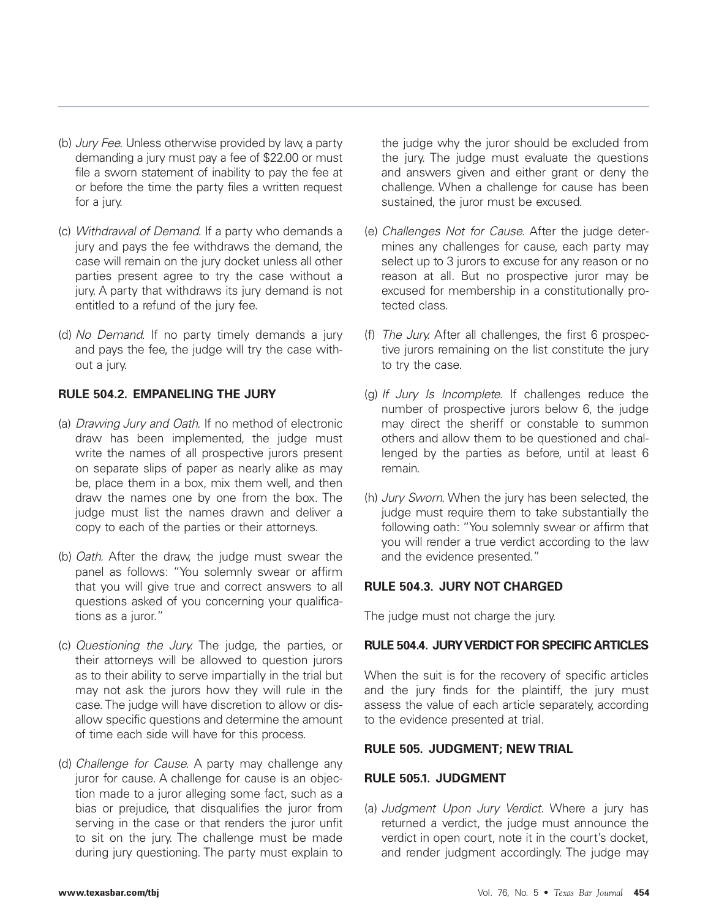(b) *Jury Fee.* Unless otherwise provided by law, a party demanding a jury must pay a fee of $22.00 or must file a sworn statement of inability to pay the fee at or before the time the party files a written request for a jury.

(c) *Withdrawal of Demand.* If a party who demands a jury and pays the fee withdraws the demand, the case will remain on the jury docket unless all other parties present agree to try the case without a jury. A party that withdraws its jury demand is not entitled to a refund of the jury fee.

(d) *No Demand.* If no party timely demands a jury and pays the fee, the judge will try the case without a jury.

### RULE 504.2. EMPANELING THE JURY

(a) *Drawing Jury and Oath.* If no method of electronic draw has been implemented, the judge must write the names of all prospective jurors present on separate slips of paper as nearly alike as may be, place them in a box, mix them well, and then draw the names one by one from the box. The judge must list the names drawn and deliver a copy to each of the parties or their attorneys.

(b) *Oath.* After the draw, the judge must swear the panel as follows: "You solemnly swear or affirm that you will give true and correct answers to all questions asked of you concerning your qualifications as a juror."

(c) *Questioning the Jury.* The judge, the parties, or their attorneys will be allowed to question jurors as to their ability to serve impartially in the trial but may not ask the jurors how they will rule in the case. The judge will have discretion to allow or disallow specific questions and determine the amount of time each side will have for this process.

(d) *Challenge for Cause.* A party may challenge any juror for cause. A challenge for cause is an objection made to a juror alleging some fact, such as a bias or prejudice, that disqualifies the juror from serving in the case or that renders the juror unfit to sit on the jury. The challenge must be made during jury questioning. The party must explain to the judge why the juror should be excluded from the jury. The judge must evaluate the questions and answers given and either grant or deny the challenge. When a challenge for cause has been sustained, the juror must be excused.

(e) *Challenges Not for Cause.* After the judge determines any challenges for cause, each party may select up to 3 jurors to excuse for any reason or no reason at all. But no prospective juror may be excused for membership in a constitutionally protected class.

(f) *The Jury.* After all challenges, the first 6 prospective jurors remaining on the list constitute the jury to try the case.

(g) *If Jury Is Incomplete.* If challenges reduce the number of prospective jurors below 6, the judge may direct the sheriff or constable to summon others and allow them to be questioned and challenged by the parties as before, until at least 6 remain.

(h) *Jury Sworn.* When the jury has been selected, the judge must require them to take substantially the following oath: "You solemnly swear or affirm that you will render a true verdict according to the law and the evidence presented."

### RULE 504.3. JURY NOT CHARGED

The judge must not charge the jury.

### RULE 504.4. JURY VERDICT FOR SPECIFIC ARTICLES

When the suit is for the recovery of specific articles and the jury finds for the plaintiff, the jury must assess the value of each article separately, according to the evidence presented at trial.

## RULE 505. JUDGMENT; NEW TRIAL

### RULE 505.1. JUDGMENT

(a) *Judgment Upon Jury Verdict.* Where a jury has returned a verdict, the judge must announce the verdict in open court, note it in the court's docket, and render judgment accordingly. The judge may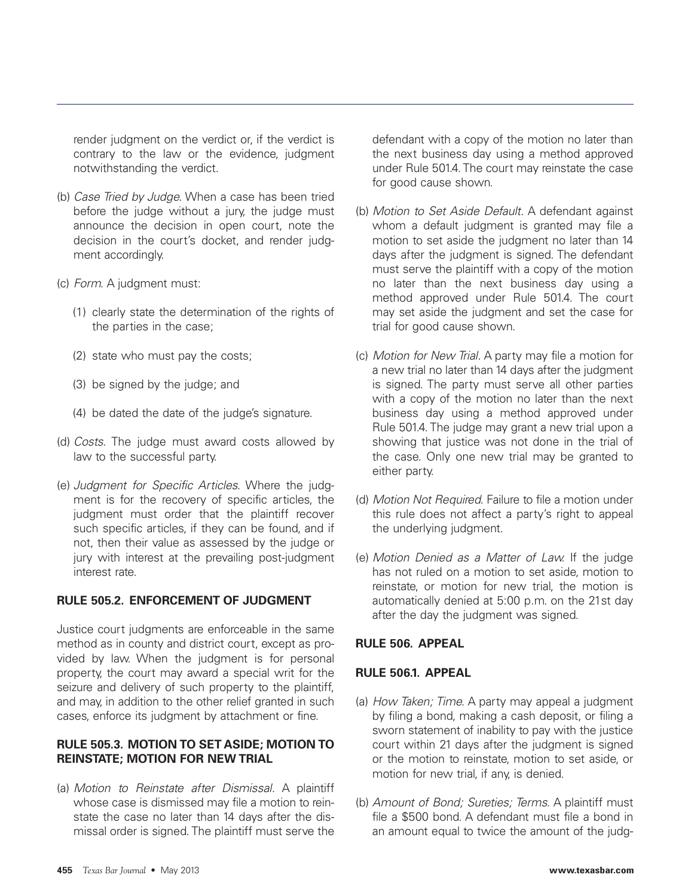render judgment on the verdict or, if the verdict is contrary to the law or the evidence, judgment notwithstanding the verdict.

(b) *Case Tried by Judge*. When a case has been tried before the judge without a jury, the judge must announce the decision in open court, note the decision in the court's docket, and render judgment accordingly.

(c) *Form.* A judgment must:

   (1) clearly state the determination of the rights of the parties in the case;

   (2) state who must pay the costs;

   (3) be signed by the judge; and

   (4) be dated the date of the judge's signature.

(d) *Costs.* The judge must award costs allowed by law to the successful party.

(e) *Judgment for Specific Articles*. Where the judgment is for the recovery of specific articles, the judgment must order that the plaintiff recover such specific articles, if they can be found, and if not, then their value as assessed by the judge or jury with interest at the prevailing post-judgment interest rate.

**RULE 505.2. ENFORCEMENT OF JUDGMENT**

Justice court judgments are enforceable in the same method as in county and district court, except as provided by law. When the judgment is for personal property, the court may award a special writ for the seizure and delivery of such property to the plaintiff, and may, in addition to the other relief granted in such cases, enforce its judgment by attachment or fine.

**RULE 505.3. MOTION TO SET ASIDE; MOTION TO REINSTATE; MOTION FOR NEW TRIAL**

(a) *Motion to Reinstate after Dismissal*. A plaintiff whose case is dismissed may file a motion to reinstate the case no later than 14 days after the dismissal order is signed. The plaintiff must serve the defendant with a copy of the motion no later than the next business day using a method approved under Rule 501.4. The court may reinstate the case for good cause shown.

(b) *Motion to Set Aside Default*. A defendant against whom a default judgment is granted may file a motion to set aside the judgment no later than 14 days after the judgment is signed. The defendant must serve the plaintiff with a copy of the motion no later than the next business day using a method approved under Rule 501.4. The court may set aside the judgment and set the case for trial for good cause shown.

(c) *Motion for New Trial*. A party may file a motion for a new trial no later than 14 days after the judgment is signed. The party must serve all other parties with a copy of the motion no later than the next business day using a method approved under Rule 501.4. The judge may grant a new trial upon a showing that justice was not done in the trial of the case. Only one new trial may be granted to either party.

(d) *Motion Not Required.* Failure to file a motion under this rule does not affect a party's right to appeal the underlying judgment.

(e) *Motion Denied as a Matter of Law.* If the judge has not ruled on a motion to set aside, motion to reinstate, or motion for new trial, the motion is automatically denied at 5:00 p.m. on the 21st day after the day the judgment was signed.

**RULE 506. APPEAL**

**RULE 506.1. APPEAL**

(a) *How Taken; Time.* A party may appeal a judgment by filing a bond, making a cash deposit, or filing a sworn statement of inability to pay with the justice court within 21 days after the judgment is signed or the motion to reinstate, motion to set aside, or motion for new trial, if any, is denied.

(b) *Amount of Bond; Sureties; Terms.* A plaintiff must file a $500 bond. A defendant must file a bond in an amount equal to twice the amount of the judg-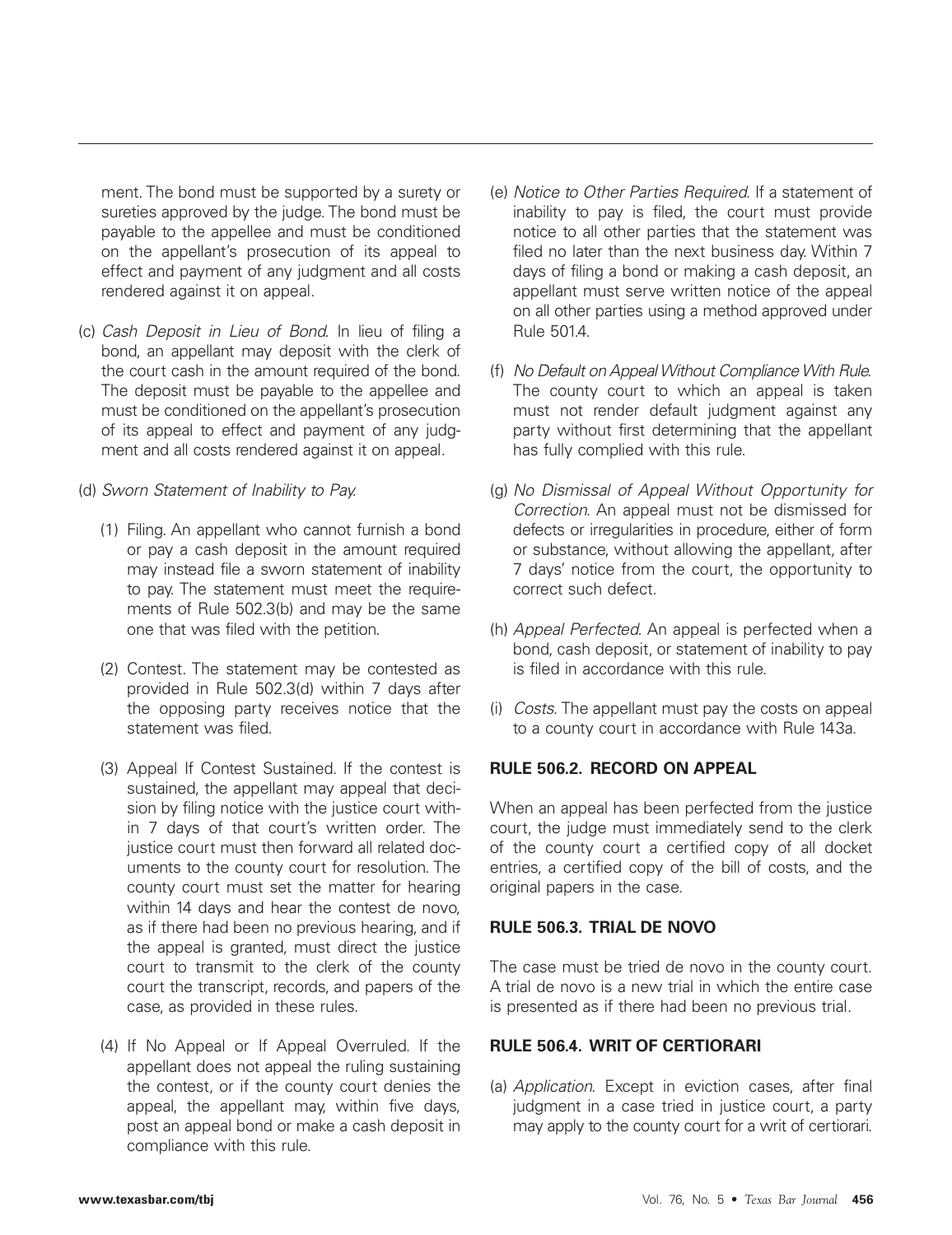ment. The bond must be supported by a surety or sureties approved by the judge. The bond must be payable to the appellee and must be conditioned on the appellant's prosecution of its appeal to effect and payment of any judgment and all costs rendered against it on appeal.

(c) *Cash Deposit in Lieu of Bond*. In lieu of filing a bond, an appellant may deposit with the clerk of the court cash in the amount required of the bond. The deposit must be payable to the appellee and must be conditioned on the appellant's prosecution of its appeal to effect and payment of any judgment and all costs rendered against it on appeal.

(d) *Sworn Statement of Inability to Pay.*

(1) Filing. An appellant who cannot furnish a bond or pay a cash deposit in the amount required may instead file a sworn statement of inability to pay. The statement must meet the requirements of Rule 502.3(b) and may be the same one that was filed with the petition.

(2) Contest. The statement may be contested as provided in Rule 502.3(d) within 7 days after the opposing party receives notice that the statement was filed.

(3) Appeal If Contest Sustained. If the contest is sustained, the appellant may appeal that decision by filing notice with the justice court within 7 days of that court's written order. The justice court must then forward all related documents to the county court for resolution. The county court must set the matter for hearing within 14 days and hear the contest de novo, as if there had been no previous hearing, and if the appeal is granted, must direct the justice court to transmit to the clerk of the county court the transcript, records, and papers of the case, as provided in these rules.

(4) If No Appeal or If Appeal Overruled. If the appellant does not appeal the ruling sustaining the contest, or if the county court denies the appeal, the appellant may, within five days, post an appeal bond or make a cash deposit in compliance with this rule.

(e) *Notice to Other Parties Required*. If a statement of inability to pay is filed, the court must provide notice to all other parties that the statement was filed no later than the next business day. Within 7 days of filing a bond or making a cash deposit, an appellant must serve written notice of the appeal on all other parties using a method approved under Rule 501.4.

(f) *No Default on Appeal Without Compliance With Rule*. The county court to which an appeal is taken must not render default judgment against any party without first determining that the appellant has fully complied with this rule.

(g) *No Dismissal of Appeal Without Opportunity for Correction*. An appeal must not be dismissed for defects or irregularities in procedure, either of form or substance, without allowing the appellant, after 7 days' notice from the court, the opportunity to correct such defect.

(h) *Appeal Perfected*. An appeal is perfected when a bond, cash deposit, or statement of inability to pay is filed in accordance with this rule.

(i) *Costs*. The appellant must pay the costs on appeal to a county court in accordance with Rule 143a.

### RULE 506.2. RECORD ON APPEAL

When an appeal has been perfected from the justice court, the judge must immediately send to the clerk of the county court a certified copy of all docket entries, a certified copy of the bill of costs, and the original papers in the case.

### RULE 506.3. TRIAL DE NOVO

The case must be tried de novo in the county court. A trial de novo is a new trial in which the entire case is presented as if there had been no previous trial.

### RULE 506.4. WRIT OF CERTIORARI

(a) *Application*. Except in eviction cases, after final judgment in a case tried in justice court, a party may apply to the county court for a writ of certiorari.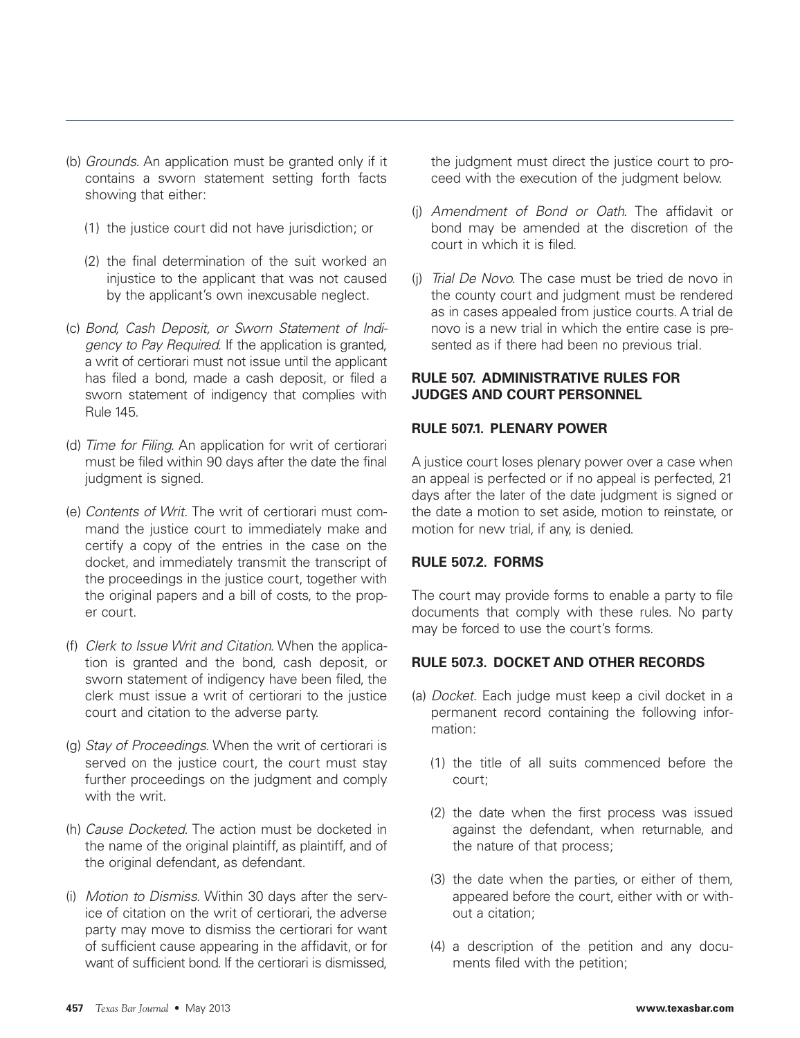(b) *Grounds*. An application must be granted only if it contains a sworn statement setting forth facts showing that either:

   (1) the justice court did not have jurisdiction; or

   (2) the final determination of the suit worked an injustice to the applicant that was not caused by the applicant's own inexcusable neglect.

(c) *Bond, Cash Deposit, or Sworn Statement of Indigency to Pay Required*. If the application is granted, a writ of certiorari must not issue until the applicant has filed a bond, made a cash deposit, or filed a sworn statement of indigency that complies with Rule 145.

(d) *Time for Filing*. An application for writ of certiorari must be filed within 90 days after the date the final judgment is signed.

(e) *Contents of Writ*. The writ of certiorari must command the justice court to immediately make and certify a copy of the entries in the case on the docket, and immediately transmit the transcript of the proceedings in the justice court, together with the original papers and a bill of costs, to the proper court.

(f) *Clerk to Issue Writ and Citation*. When the application is granted and the bond, cash deposit, or sworn statement of indigency have been filed, the clerk must issue a writ of certiorari to the justice court and citation to the adverse party.

(g) *Stay of Proceedings*. When the writ of certiorari is served on the justice court, the court must stay further proceedings on the judgment and comply with the writ.

(h) *Cause Docketed*. The action must be docketed in the name of the original plaintiff, as plaintiff, and of the original defendant, as defendant.

(i) *Motion to Dismiss*. Within 30 days after the service of citation on the writ of certiorari, the adverse party may move to dismiss the certiorari for want of sufficient cause appearing in the affidavit, or for want of sufficient bond. If the certiorari is dismissed, the judgment must direct the justice court to proceed with the execution of the judgment below.

(j) *Amendment of Bond or Oath*. The affidavit or bond may be amended at the discretion of the court in which it is filed.

(j) *Trial De Novo*. The case must be tried de novo in the county court and judgment must be rendered as in cases appealed from justice courts. A trial de novo is a new trial in which the entire case is presented as if there had been no previous trial.

## RULE 507. ADMINISTRATIVE RULES FOR JUDGES AND COURT PERSONNEL

### RULE 507.1. PLENARY POWER

A justice court loses plenary power over a case when an appeal is perfected or if no appeal is perfected, 21 days after the later of the date judgment is signed or the date a motion to set aside, motion to reinstate, or motion for new trial, if any, is denied.

### RULE 507.2. FORMS

The court may provide forms to enable a party to file documents that comply with these rules. No party may be forced to use the court's forms.

### RULE 507.3. DOCKET AND OTHER RECORDS

(a) *Docket*. Each judge must keep a civil docket in a permanent record containing the following information:

   (1) the title of all suits commenced before the court;

   (2) the date when the first process was issued against the defendant, when returnable, and the nature of that process;

   (3) the date when the parties, or either of them, appeared before the court, either with or without a citation;

   (4) a description of the petition and any documents filed with the petition;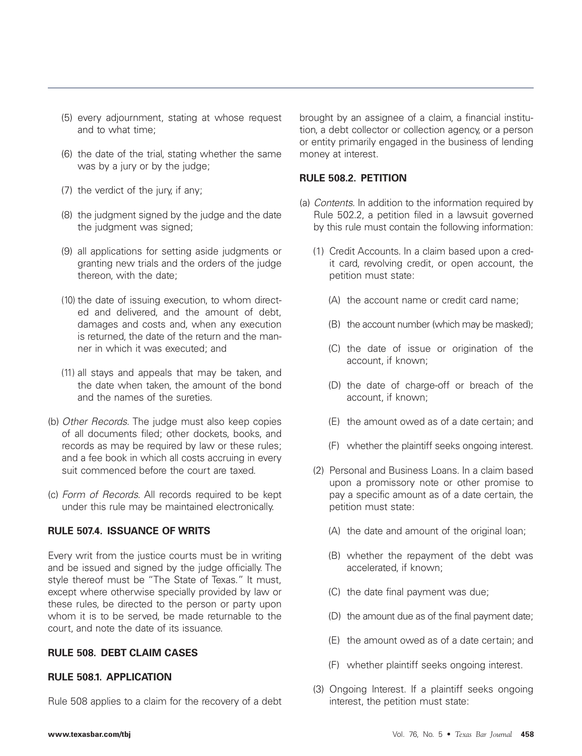(5) every adjournment, stating at whose request and to what time;

(6) the date of the trial, stating whether the same was by a jury or by the judge;

(7) the verdict of the jury, if any;

(8) the judgment signed by the judge and the date the judgment was signed;

(9) all applications for setting aside judgments or granting new trials and the orders of the judge thereon, with the date;

(10) the date of issuing execution, to whom directed and delivered, and the amount of debt, damages and costs and, when any execution is returned, the date of the return and the manner in which it was executed; and

(11) all stays and appeals that may be taken, and the date when taken, the amount of the bond and the names of the sureties.

(b) *Other Records.* The judge must also keep copies of all documents filed; other dockets, books, and records as may be required by law or these rules; and a fee book in which all costs accruing in every suit commenced before the court are taxed.

(c) *Form of Records.* All records required to be kept under this rule may be maintained electronically.

**RULE 507.4. ISSUANCE OF WRITS**

Every writ from the justice courts must be in writing and be issued and signed by the judge officially. The style thereof must be "The State of Texas." It must, except where otherwise specially provided by law or these rules, be directed to the person or party upon whom it is to be served, be made returnable to the court, and note the date of its issuance.

**RULE 508. DEBT CLAIM CASES**

**RULE 508.1. APPLICATION**

Rule 508 applies to a claim for the recovery of a debt brought by an assignee of a claim, a financial institution, a debt collector or collection agency, or a person or entity primarily engaged in the business of lending money at interest.

**RULE 508.2. PETITION**

(a) *Contents.* In addition to the information required by Rule 502.2, a petition filed in a lawsuit governed by this rule must contain the following information:

(1) Credit Accounts. In a claim based upon a credit card, revolving credit, or open account, the petition must state:

(A) the account name or credit card name;

(B) the account number (which may be masked);

(C) the date of issue or origination of the account, if known;

(D) the date of charge-off or breach of the account, if known;

(E) the amount owed as of a date certain; and

(F) whether the plaintiff seeks ongoing interest.

(2) Personal and Business Loans. In a claim based upon a promissory note or other promise to pay a specific amount as of a date certain, the petition must state:

(A) the date and amount of the original loan;

(B) whether the repayment of the debt was accelerated, if known;

(C) the date final payment was due;

(D) the amount due as of the final payment date;

(E) the amount owed as of a date certain; and

(F) whether plaintiff seeks ongoing interest.

(3) Ongoing Interest. If a plaintiff seeks ongoing interest, the petition must state: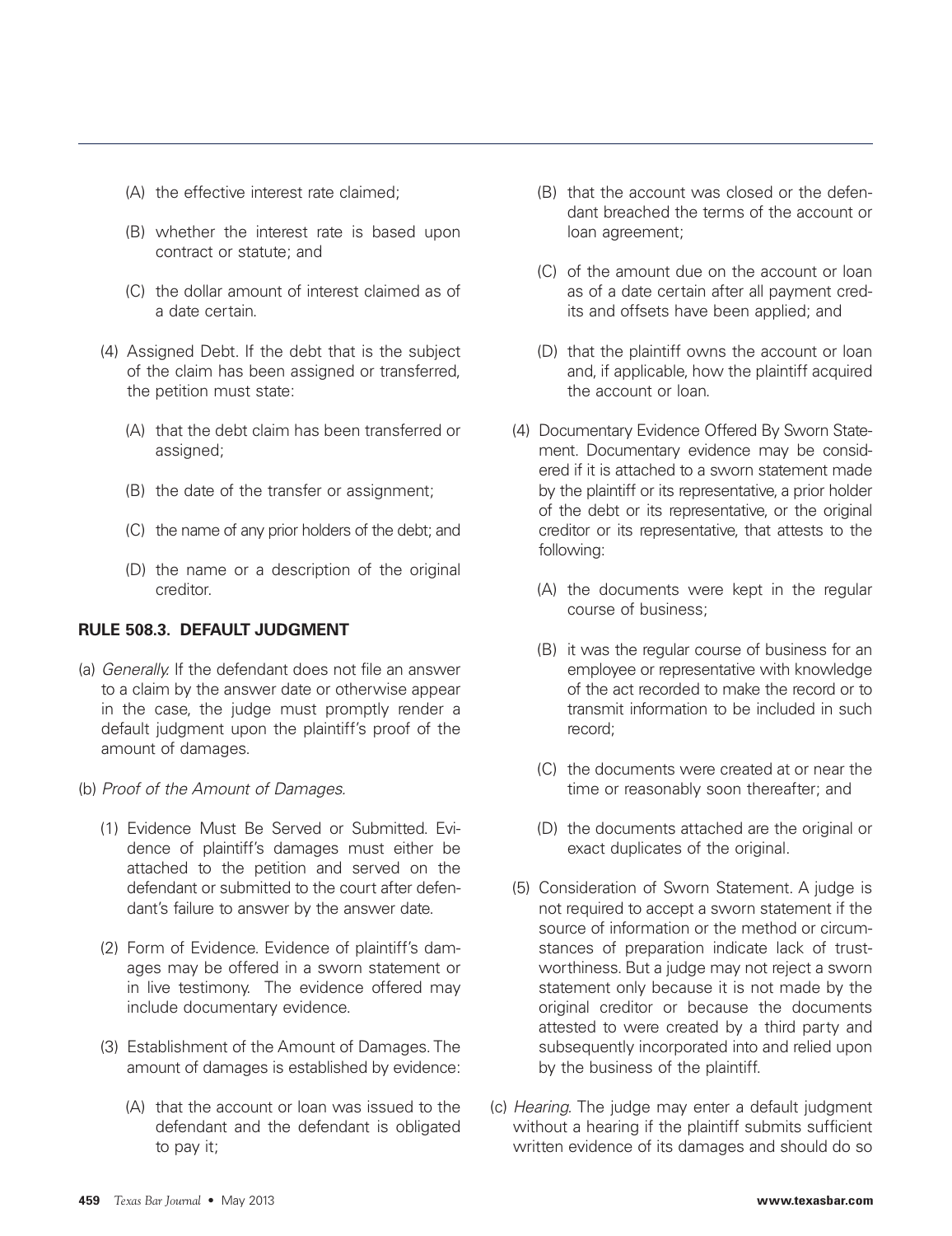(A) the effective interest rate claimed;

(B) whether the interest rate is based upon contract or statute; and

(C) the dollar amount of interest claimed as of a date certain.

(4) Assigned Debt. If the debt that is the subject of the claim has been assigned or transferred, the petition must state:

(A) that the debt claim has been transferred or assigned;

(B) the date of the transfer or assignment;

(C) the name of any prior holders of the debt; and

(D) the name or a description of the original creditor.

**RULE 508.3. DEFAULT JUDGMENT**

(a) *Generally.* If the defendant does not file an answer to a claim by the answer date or otherwise appear in the case, the judge must promptly render a default judgment upon the plaintiff's proof of the amount of damages.

(b) *Proof of the Amount of Damages.*

(1) Evidence Must Be Served or Submitted. Evidence of plaintiff's damages must either be attached to the petition and served on the defendant or submitted to the court after defendant's failure to answer by the answer date.

(2) Form of Evidence. Evidence of plaintiff's damages may be offered in a sworn statement or in live testimony. The evidence offered may include documentary evidence.

(3) Establishment of the Amount of Damages. The amount of damages is established by evidence:

(A) that the account or loan was issued to the defendant and the defendant is obligated to pay it;

(B) that the account was closed or the defendant breached the terms of the account or loan agreement;

(C) of the amount due on the account or loan as of a date certain after all payment credits and offsets have been applied; and

(D) that the plaintiff owns the account or loan and, if applicable, how the plaintiff acquired the account or loan.

(4) Documentary Evidence Offered By Sworn Statement. Documentary evidence may be considered if it is attached to a sworn statement made by the plaintiff or its representative, a prior holder of the debt or its representative, or the original creditor or its representative, that attests to the following:

(A) the documents were kept in the regular course of business;

(B) it was the regular course of business for an employee or representative with knowledge of the act recorded to make the record or to transmit information to be included in such record;

(C) the documents were created at or near the time or reasonably soon thereafter; and

(D) the documents attached are the original or exact duplicates of the original.

(5) Consideration of Sworn Statement. A judge is not required to accept a sworn statement if the source of information or the method or circumstances of preparation indicate lack of trustworthiness. But a judge may not reject a sworn statement only because it is not made by the original creditor or because the documents attested to were created by a third party and subsequently incorporated into and relied upon by the business of the plaintiff.

(c) *Hearing.* The judge may enter a default judgment without a hearing if the plaintiff submits sufficient written evidence of its damages and should do so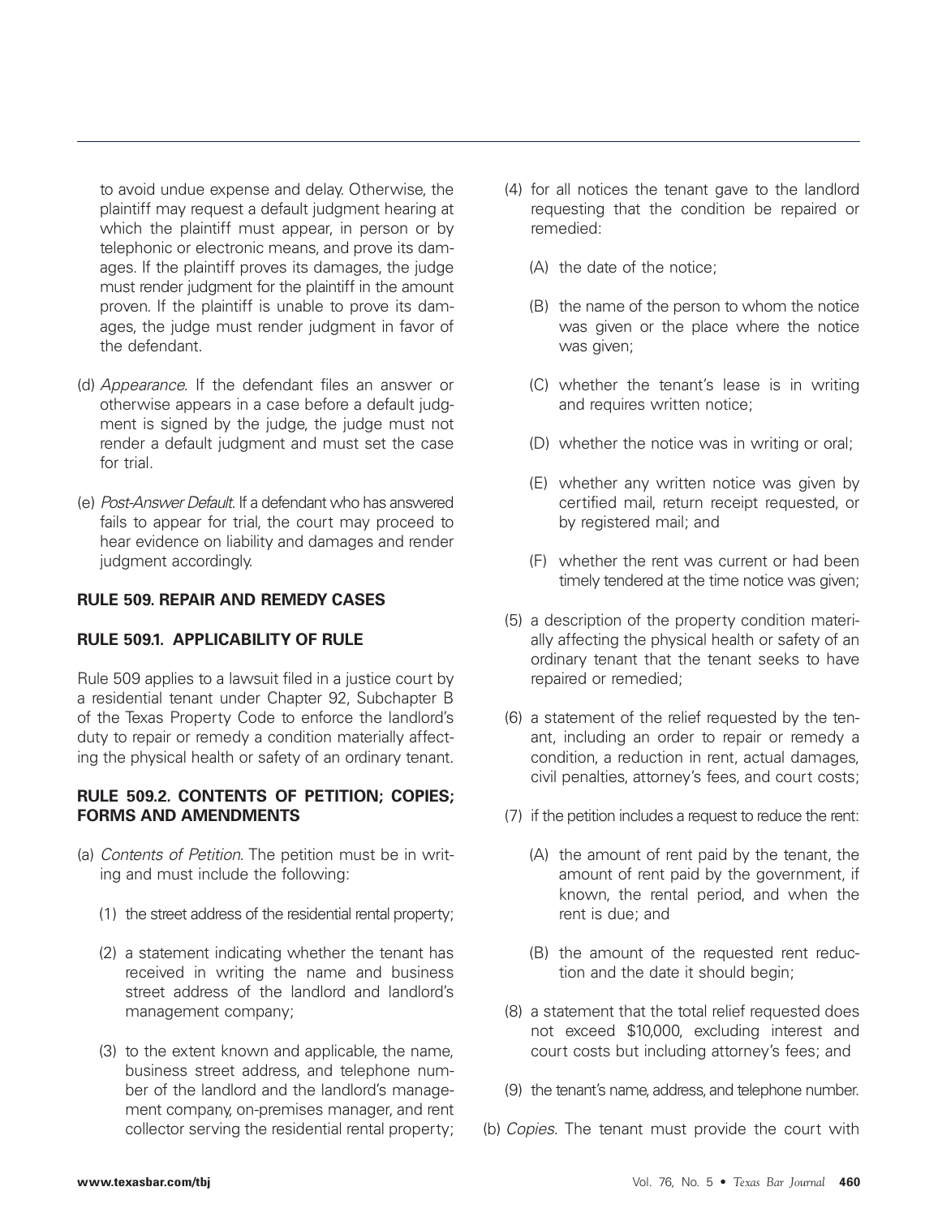to avoid undue expense and delay. Otherwise, the plaintiff may request a default judgment hearing at which the plaintiff must appear, in person or by telephonic or electronic means, and prove its damages. If the plaintiff proves its damages, the judge must render judgment for the plaintiff in the amount proven. If the plaintiff is unable to prove its damages, the judge must render judgment in favor of the defendant.

(d) *Appearance*. If the defendant files an answer or otherwise appears in a case before a default judgment is signed by the judge, the judge must not render a default judgment and must set the case for trial.

(e) *Post-Answer Default*. If a defendant who has answered fails to appear for trial, the court may proceed to hear evidence on liability and damages and render judgment accordingly.

### RULE 509. REPAIR AND REMEDY CASES

### RULE 509.1. APPLICABILITY OF RULE

Rule 509 applies to a lawsuit filed in a justice court by a residential tenant under Chapter 92, Subchapter B of the Texas Property Code to enforce the landlord's duty to repair or remedy a condition materially affecting the physical health or safety of an ordinary tenant.

### RULE 509.2. CONTENTS OF PETITION; COPIES; FORMS AND AMENDMENTS

(a) *Contents of Petition*. The petition must be in writing and must include the following:

(1) the street address of the residential rental property;

(2) a statement indicating whether the tenant has received in writing the name and business street address of the landlord and landlord's management company;

(3) to the extent known and applicable, the name, business street address, and telephone number of the landlord and the landlord's management company, on-premises manager, and rent collector serving the residential rental property;

(4) for all notices the tenant gave to the landlord requesting that the condition be repaired or remedied:

(A) the date of the notice;

(B) the name of the person to whom the notice was given or the place where the notice was given;

(C) whether the tenant's lease is in writing and requires written notice;

(D) whether the notice was in writing or oral;

(E) whether any written notice was given by certified mail, return receipt requested, or by registered mail; and

(F) whether the rent was current or had been timely tendered at the time notice was given;

(5) a description of the property condition materially affecting the physical health or safety of an ordinary tenant that the tenant seeks to have repaired or remedied;

(6) a statement of the relief requested by the tenant, including an order to repair or remedy a condition, a reduction in rent, actual damages, civil penalties, attorney's fees, and court costs;

(7) if the petition includes a request to reduce the rent:

(A) the amount of rent paid by the tenant, the amount of rent paid by the government, if known, the rental period, and when the rent is due; and

(B) the amount of the requested rent reduction and the date it should begin;

(8) a statement that the total relief requested does not exceed $10,000, excluding interest and court costs but including attorney's fees; and

(9) the tenant's name, address, and telephone number.

(b) *Copies*. The tenant must provide the court with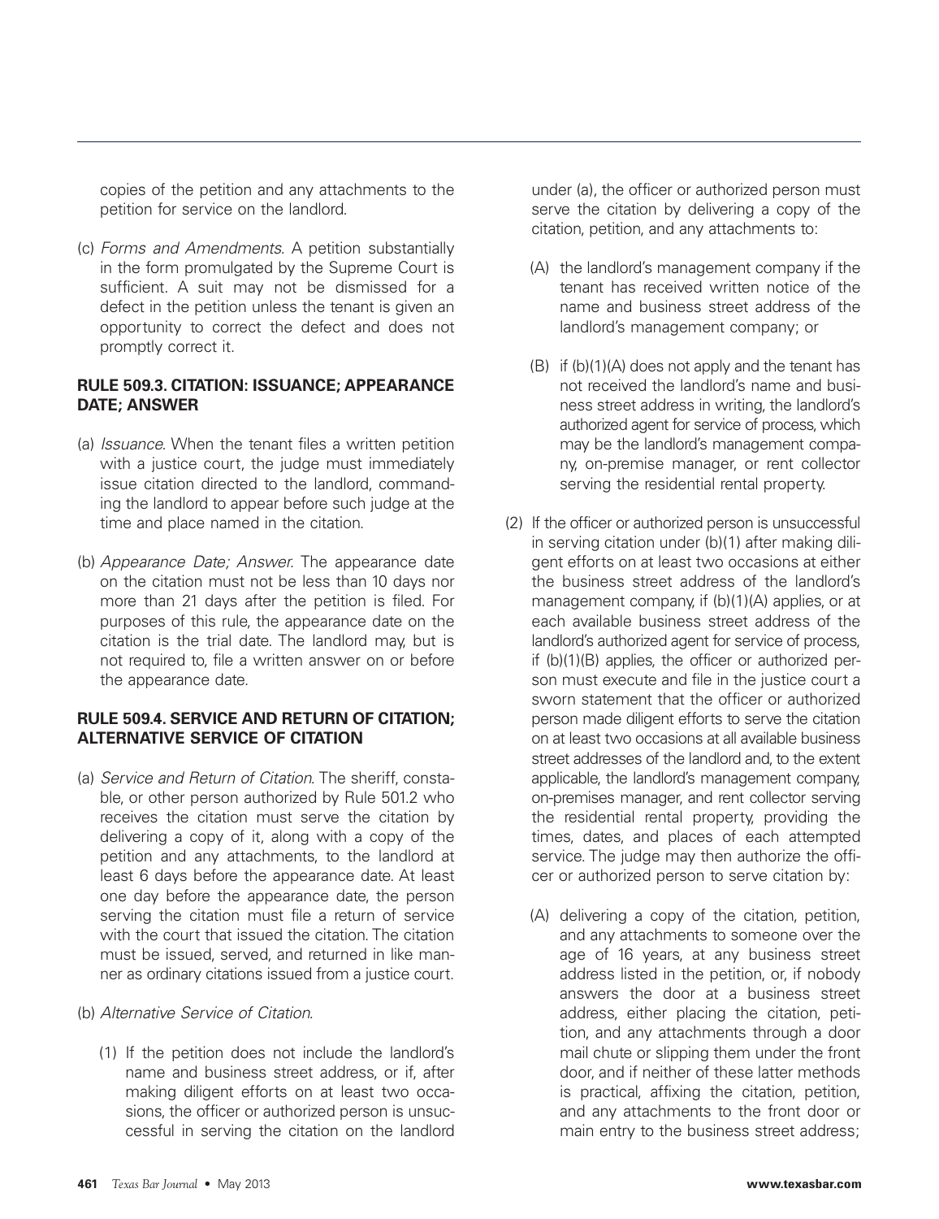copies of the petition and any attachments to the petition for service on the landlord.

(c) *Forms and Amendments.* A petition substantially in the form promulgated by the Supreme Court is sufficient. A suit may not be dismissed for a defect in the petition unless the tenant is given an opportunity to correct the defect and does not promptly correct it.

### RULE 509.3. CITATION: ISSUANCE; APPEARANCE DATE; ANSWER

(a) *Issuance.* When the tenant files a written petition with a justice court, the judge must immediately issue citation directed to the landlord, commanding the landlord to appear before such judge at the time and place named in the citation.

(b) *Appearance Date; Answer.* The appearance date on the citation must not be less than 10 days nor more than 21 days after the petition is filed. For purposes of this rule, the appearance date on the citation is the trial date. The landlord may, but is not required to, file a written answer on or before the appearance date.

### RULE 509.4. SERVICE AND RETURN OF CITATION; ALTERNATIVE SERVICE OF CITATION

(a) *Service and Return of Citation.* The sheriff, constable, or other person authorized by Rule 501.2 who receives the citation must serve the citation by delivering a copy of it, along with a copy of the petition and any attachments, to the landlord at least 6 days before the appearance date. At least one day before the appearance date, the person serving the citation must file a return of service with the court that issued the citation. The citation must be issued, served, and returned in like manner as ordinary citations issued from a justice court.

(b) *Alternative Service of Citation.*

(1) If the petition does not include the landlord's name and business street address, or if, after making diligent efforts on at least two occasions, the officer or authorized person is unsuccessful in serving the citation on the landlord under (a), the officer or authorized person must serve the citation by delivering a copy of the citation, petition, and any attachments to:

(A) the landlord's management company if the tenant has received written notice of the name and business street address of the landlord's management company; or

(B) if (b)(1)(A) does not apply and the tenant has not received the landlord's name and business street address in writing, the landlord's authorized agent for service of process, which may be the landlord's management company, on-premise manager, or rent collector serving the residential rental property.

(2) If the officer or authorized person is unsuccessful in serving citation under (b)(1) after making diligent efforts on at least two occasions at either the business street address of the landlord's management company, if (b)(1)(A) applies, or at each available business street address of the landlord's authorized agent for service of process, if (b)(1)(B) applies, the officer or authorized person must execute and file in the justice court a sworn statement that the officer or authorized person made diligent efforts to serve the citation on at least two occasions at all available business street addresses of the landlord and, to the extent applicable, the landlord's management company, on-premises manager, and rent collector serving the residential rental property, providing the times, dates, and places of each attempted service. The judge may then authorize the officer or authorized person to serve citation by:

(A) delivering a copy of the citation, petition, and any attachments to someone over the age of 16 years, at any business street address listed in the petition, or, if nobody answers the door at a business street address, either placing the citation, petition, and any attachments through a door mail chute or slipping them under the front door, and if neither of these latter methods is practical, affixing the citation, petition, and any attachments to the front door or main entry to the business street address;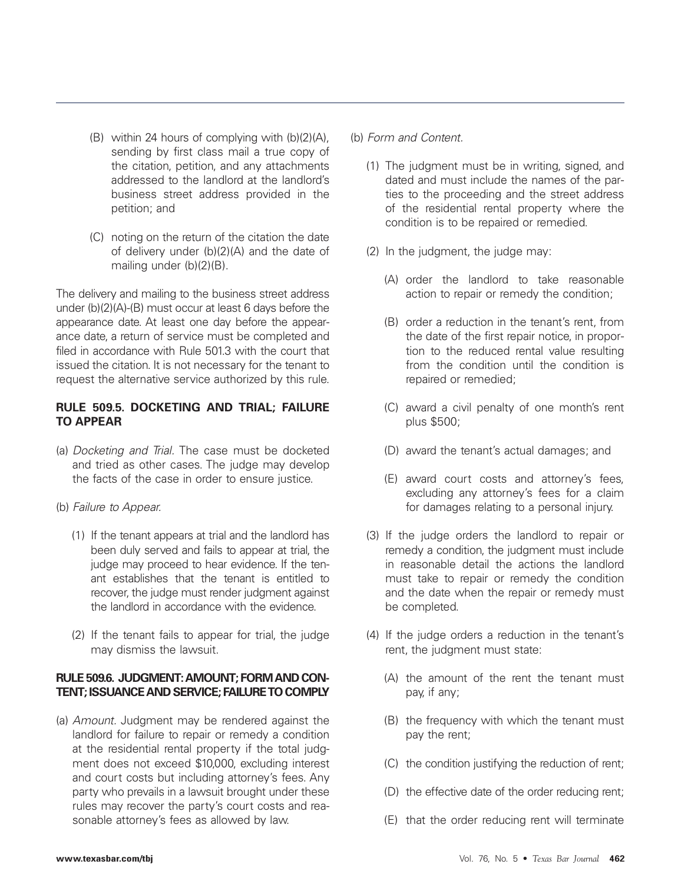(B) within 24 hours of complying with (b)(2)(A), sending by first class mail a true copy of the citation, petition, and any attachments addressed to the landlord at the landlord's business street address provided in the petition; and

(C) noting on the return of the citation the date of delivery under (b)(2)(A) and the date of mailing under (b)(2)(B).

The delivery and mailing to the business street address under (b)(2)(A)-(B) must occur at least 6 days before the appearance date. At least one day before the appearance date, a return of service must be completed and filed in accordance with Rule 501.3 with the court that issued the citation. It is not necessary for the tenant to request the alternative service authorized by this rule.

**RULE 509.5. DOCKETING AND TRIAL; FAILURE TO APPEAR**

(a) *Docketing and Trial.* The case must be docketed and tried as other cases. The judge may develop the facts of the case in order to ensure justice.

(b) *Failure to Appear.*

(1) If the tenant appears at trial and the landlord has been duly served and fails to appear at trial, the judge may proceed to hear evidence. If the tenant establishes that the tenant is entitled to recover, the judge must render judgment against the landlord in accordance with the evidence.

(2) If the tenant fails to appear for trial, the judge may dismiss the lawsuit.

**RULE 509.6. JUDGMENT: AMOUNT; FORM AND CONTENT; ISSUANCE AND SERVICE; FAILURE TO COMPLY**

(a) *Amount.* Judgment may be rendered against the landlord for failure to repair or remedy a condition at the residential rental property if the total judgment does not exceed $10,000, excluding interest and court costs but including attorney's fees. Any party who prevails in a lawsuit brought under these rules may recover the party's court costs and reasonable attorney's fees as allowed by law.

(b) *Form and Content.*

(1) The judgment must be in writing, signed, and dated and must include the names of the parties to the proceeding and the street address of the residential rental property where the condition is to be repaired or remedied.

(2) In the judgment, the judge may:

(A) order the landlord to take reasonable action to repair or remedy the condition;

(B) order a reduction in the tenant's rent, from the date of the first repair notice, in proportion to the reduced rental value resulting from the condition until the condition is repaired or remedied;

(C) award a civil penalty of one month's rent plus $500;

(D) award the tenant's actual damages; and

(E) award court costs and attorney's fees, excluding any attorney's fees for a claim for damages relating to a personal injury.

(3) If the judge orders the landlord to repair or remedy a condition, the judgment must include in reasonable detail the actions the landlord must take to repair or remedy the condition and the date when the repair or remedy must be completed.

(4) If the judge orders a reduction in the tenant's rent, the judgment must state:

(A) the amount of the rent the tenant must pay, if any;

(B) the frequency with which the tenant must pay the rent;

(C) the condition justifying the reduction of rent;

(D) the effective date of the order reducing rent;

(E) that the order reducing rent will terminate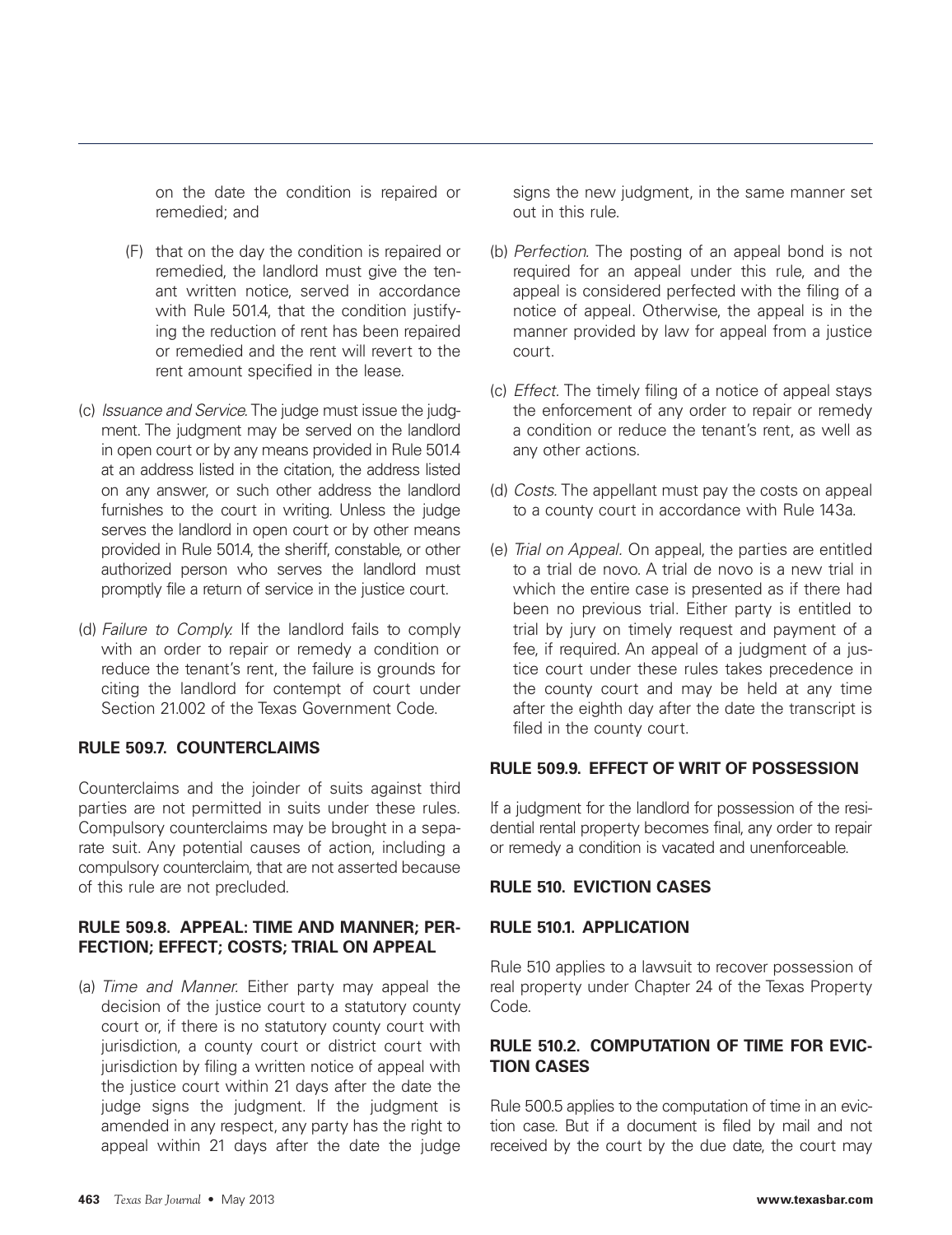on the date the condition is repaired or remedied; and

(F) that on the day the condition is repaired or remedied, the landlord must give the tenant written notice, served in accordance with Rule 501.4, that the condition justifying the reduction of rent has been repaired or remedied and the rent will revert to the rent amount specified in the lease.

(c) *Issuance and Service.* The judge must issue the judgment. The judgment may be served on the landlord in open court or by any means provided in Rule 501.4 at an address listed in the citation, the address listed on any answer, or such other address the landlord furnishes to the court in writing. Unless the judge serves the landlord in open court or by other means provided in Rule 501.4, the sheriff, constable, or other authorized person who serves the landlord must promptly file a return of service in the justice court.

(d) *Failure to Comply.* If the landlord fails to comply with an order to repair or remedy a condition or reduce the tenant's rent, the failure is grounds for citing the landlord for contempt of court under Section 21.002 of the Texas Government Code.

**RULE 509.7. COUNTERCLAIMS**

Counterclaims and the joinder of suits against third parties are not permitted in suits under these rules. Compulsory counterclaims may be brought in a separate suit. Any potential causes of action, including a compulsory counterclaim, that are not asserted because of this rule are not precluded.

**RULE 509.8. APPEAL: TIME AND MANNER; PERFECTION; EFFECT; COSTS; TRIAL ON APPEAL**

(a) *Time and Manner.* Either party may appeal the decision of the justice court to a statutory county court or, if there is no statutory county court with jurisdiction, a county court or district court with jurisdiction by filing a written notice of appeal with the justice court within 21 days after the date the judge signs the judgment. If the judgment is amended in any respect, any party has the right to appeal within 21 days after the date the judge signs the new judgment, in the same manner set out in this rule.

(b) *Perfection.* The posting of an appeal bond is not required for an appeal under this rule, and the appeal is considered perfected with the filing of a notice of appeal. Otherwise, the appeal is in the manner provided by law for appeal from a justice court.

(c) *Effect.* The timely filing of a notice of appeal stays the enforcement of any order to repair or remedy a condition or reduce the tenant's rent, as well as any other actions.

(d) *Costs.* The appellant must pay the costs on appeal to a county court in accordance with Rule 143a.

(e) *Trial on Appeal.* On appeal, the parties are entitled to a trial de novo. A trial de novo is a new trial in which the entire case is presented as if there had been no previous trial. Either party is entitled to trial by jury on timely request and payment of a fee, if required. An appeal of a judgment of a justice court under these rules takes precedence in the county court and may be held at any time after the eighth day after the date the transcript is filed in the county court.

**RULE 509.9. EFFECT OF WRIT OF POSSESSION**

If a judgment for the landlord for possession of the residential rental property becomes final, any order to repair or remedy a condition is vacated and unenforceable.

**RULE 510. EVICTION CASES**

**RULE 510.1. APPLICATION**

Rule 510 applies to a lawsuit to recover possession of real property under Chapter 24 of the Texas Property Code.

**RULE 510.2. COMPUTATION OF TIME FOR EVICTION CASES**

Rule 500.5 applies to the computation of time in an eviction case. But if a document is filed by mail and not received by the court by the due date, the court may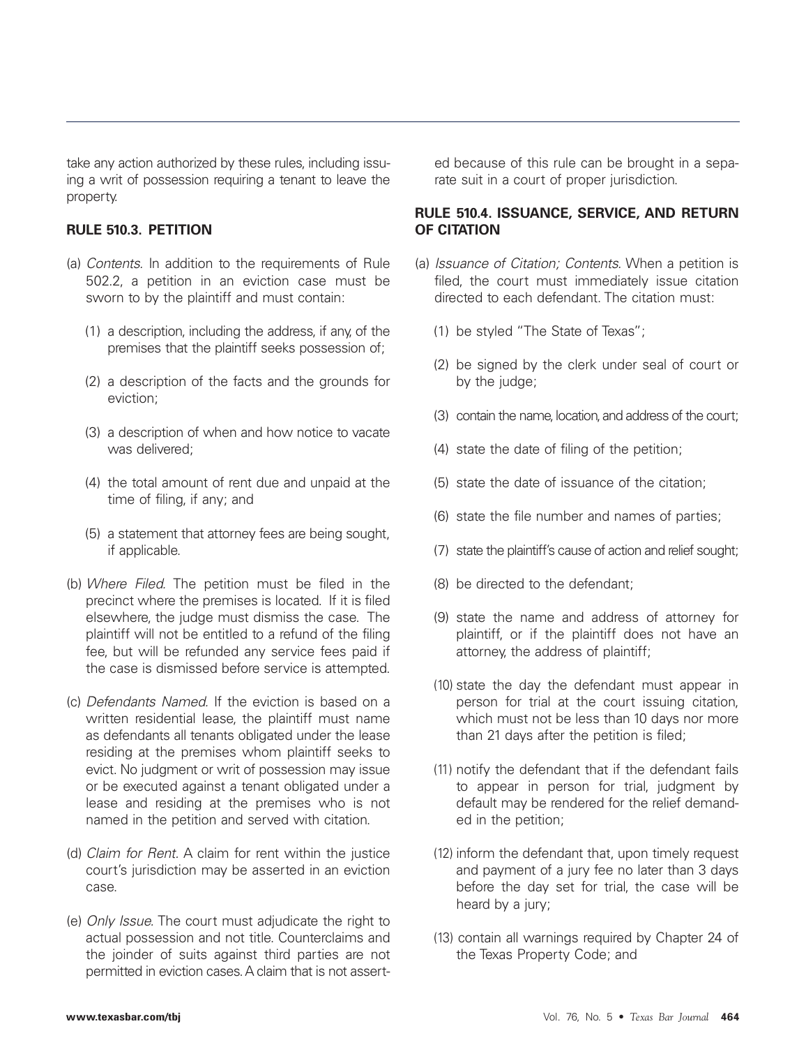take any action authorized by these rules, including issuing a writ of possession requiring a tenant to leave the property.

### RULE 510.3. PETITION

(a) *Contents.* In addition to the requirements of Rule 502.2, a petition in an eviction case must be sworn to by the plaintiff and must contain:

   (1) a description, including the address, if any, of the premises that the plaintiff seeks possession of;

   (2) a description of the facts and the grounds for eviction;

   (3) a description of when and how notice to vacate was delivered;

   (4) the total amount of rent due and unpaid at the time of filing, if any; and

   (5) a statement that attorney fees are being sought, if applicable.

(b) *Where Filed.* The petition must be filed in the precinct where the premises is located. If it is filed elsewhere, the judge must dismiss the case. The plaintiff will not be entitled to a refund of the filing fee, but will be refunded any service fees paid if the case is dismissed before service is attempted.

(c) *Defendants Named.* If the eviction is based on a written residential lease, the plaintiff must name as defendants all tenants obligated under the lease residing at the premises whom plaintiff seeks to evict. No judgment or writ of possession may issue or be executed against a tenant obligated under a lease and residing at the premises who is not named in the petition and served with citation.

(d) *Claim for Rent.* A claim for rent within the justice court's jurisdiction may be asserted in an eviction case.

(e) *Only Issue.* The court must adjudicate the right to actual possession and not title. Counterclaims and the joinder of suits against third parties are not permitted in eviction cases. A claim that is not asserted because of this rule can be brought in a separate suit in a court of proper jurisdiction.

### RULE 510.4. ISSUANCE, SERVICE, AND RETURN OF CITATION

(a) *Issuance of Citation; Contents.* When a petition is filed, the court must immediately issue citation directed to each defendant. The citation must:

   (1) be styled "The State of Texas";

   (2) be signed by the clerk under seal of court or by the judge;

   (3) contain the name, location, and address of the court;

   (4) state the date of filing of the petition;

   (5) state the date of issuance of the citation;

   (6) state the file number and names of parties;

   (7) state the plaintiff's cause of action and relief sought;

   (8) be directed to the defendant;

   (9) state the name and address of attorney for plaintiff, or if the plaintiff does not have an attorney, the address of plaintiff;

   (10) state the day the defendant must appear in person for trial at the court issuing citation, which must not be less than 10 days nor more than 21 days after the petition is filed;

   (11) notify the defendant that if the defendant fails to appear in person for trial, judgment by default may be rendered for the relief demanded in the petition;

   (12) inform the defendant that, upon timely request and payment of a jury fee no later than 3 days before the day set for trial, the case will be heard by a jury;

   (13) contain all warnings required by Chapter 24 of the Texas Property Code; and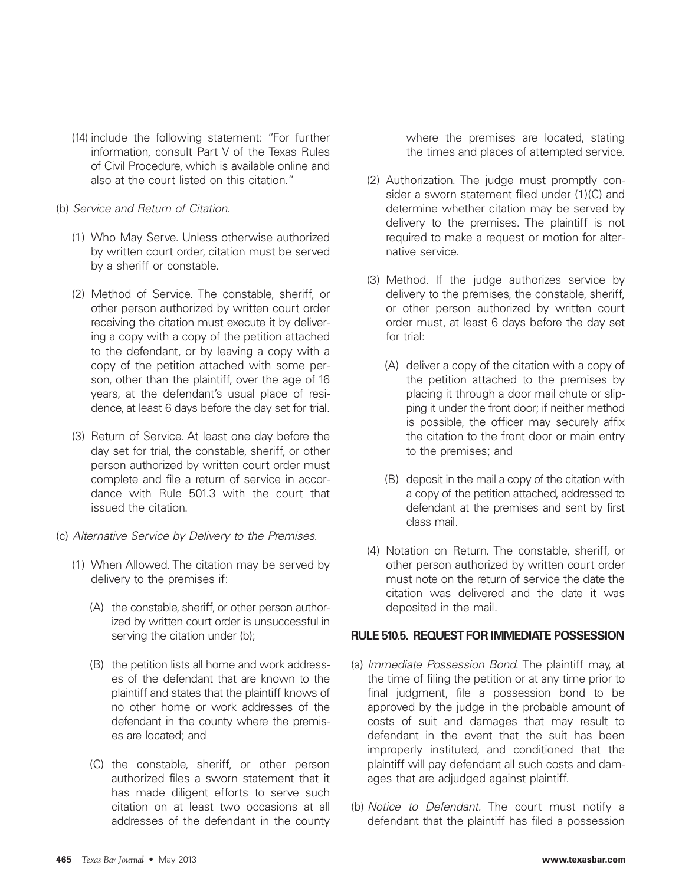(14) include the following statement: "For further information, consult Part V of the Texas Rules of Civil Procedure, which is available online and also at the court listed on this citation."

(b) *Service and Return of Citation*.

(1) Who May Serve. Unless otherwise authorized by written court order, citation must be served by a sheriff or constable.

(2) Method of Service. The constable, sheriff, or other person authorized by written court order receiving the citation must execute it by delivering a copy with a copy of the petition attached to the defendant, or by leaving a copy with a copy of the petition attached with some person, other than the plaintiff, over the age of 16 years, at the defendant's usual place of residence, at least 6 days before the day set for trial.

(3) Return of Service. At least one day before the day set for trial, the constable, sheriff, or other person authorized by written court order must complete and file a return of service in accordance with Rule 501.3 with the court that issued the citation.

(c) *Alternative Service by Delivery to the Premises*.

(1) When Allowed. The citation may be served by delivery to the premises if:

(A) the constable, sheriff, or other person authorized by written court order is unsuccessful in serving the citation under (b);

(B) the petition lists all home and work addresses of the defendant that are known to the plaintiff and states that the plaintiff knows of no other home or work addresses of the defendant in the county where the premises are located; and

(C) the constable, sheriff, or other person authorized files a sworn statement that it has made diligent efforts to serve such citation on at least two occasions at all addresses of the defendant in the county where the premises are located, stating the times and places of attempted service.

(2) Authorization. The judge must promptly consider a sworn statement filed under (1)(C) and determine whether citation may be served by delivery to the premises. The plaintiff is not required to make a request or motion for alternative service.

(3) Method. If the judge authorizes service by delivery to the premises, the constable, sheriff, or other person authorized by written court order must, at least 6 days before the day set for trial:

(A) deliver a copy of the citation with a copy of the petition attached to the premises by placing it through a door mail chute or slipping it under the front door; if neither method is possible, the officer may securely affix the citation to the front door or main entry to the premises; and

(B) deposit in the mail a copy of the citation with a copy of the petition attached, addressed to defendant at the premises and sent by first class mail.

(4) Notation on Return. The constable, sheriff, or other person authorized by written court order must note on the return of service the date the citation was delivered and the date it was deposited in the mail.

## RULE 510.5. REQUEST FOR IMMEDIATE POSSESSION

(a) *Immediate Possession Bond*. The plaintiff may, at the time of filing the petition or at any time prior to final judgment, file a possession bond to be approved by the judge in the probable amount of costs of suit and damages that may result to defendant in the event that the suit has been improperly instituted, and conditioned that the plaintiff will pay defendant all such costs and damages that are adjudged against plaintiff.

(b) *Notice to Defendant*. The court must notify a defendant that the plaintiff has filed a possession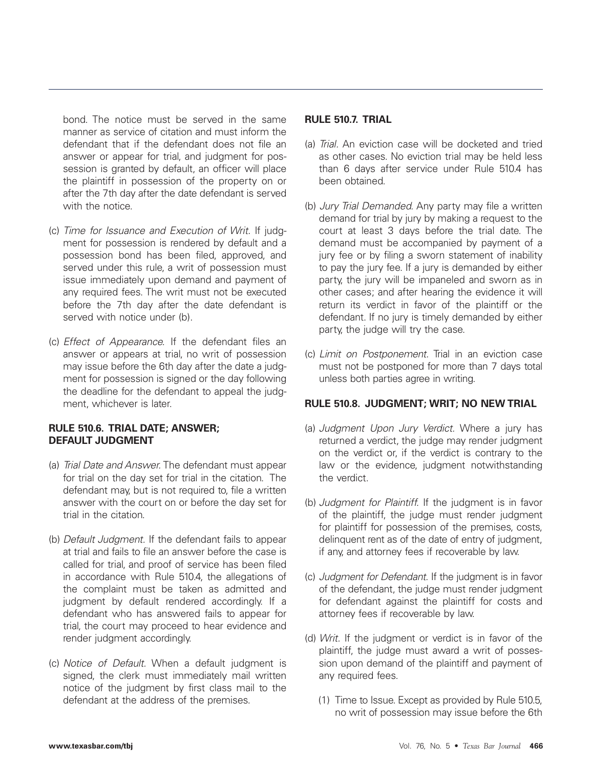bond. The notice must be served in the same manner as service of citation and must inform the defendant that if the defendant does not file an answer or appear for trial, and judgment for possession is granted by default, an officer will place the plaintiff in possession of the property on or after the 7th day after the date defendant is served with the notice.

(c) *Time for Issuance and Execution of Writ.* If judgment for possession is rendered by default and a possession bond has been filed, approved, and served under this rule, a writ of possession must issue immediately upon demand and payment of any required fees. The writ must not be executed before the 7th day after the date defendant is served with notice under (b).

(c) *Effect of Appearance.* If the defendant files an answer or appears at trial, no writ of possession may issue before the 6th day after the date a judgment for possession is signed or the day following the deadline for the defendant to appeal the judgment, whichever is later.

**RULE 510.6. TRIAL DATE; ANSWER; DEFAULT JUDGMENT**

(a) *Trial Date and Answer.* The defendant must appear for trial on the day set for trial in the citation. The defendant may, but is not required to, file a written answer with the court on or before the day set for trial in the citation.

(b) *Default Judgment.* If the defendant fails to appear at trial and fails to file an answer before the case is called for trial, and proof of service has been filed in accordance with Rule 510.4, the allegations of the complaint must be taken as admitted and judgment by default rendered accordingly. If a defendant who has answered fails to appear for trial, the court may proceed to hear evidence and render judgment accordingly.

(c) *Notice of Default.* When a default judgment is signed, the clerk must immediately mail written notice of the judgment by first class mail to the defendant at the address of the premises.

**RULE 510.7. TRIAL**

(a) *Trial.* An eviction case will be docketed and tried as other cases. No eviction trial may be held less than 6 days after service under Rule 510.4 has been obtained.

(b) *Jury Trial Demanded.* Any party may file a written demand for trial by jury by making a request to the court at least 3 days before the trial date. The demand must be accompanied by payment of a jury fee or by filing a sworn statement of inability to pay the jury fee. If a jury is demanded by either party, the jury will be impaneled and sworn as in other cases; and after hearing the evidence it will return its verdict in favor of the plaintiff or the defendant. If no jury is timely demanded by either party, the judge will try the case.

(c) *Limit on Postponement.* Trial in an eviction case must not be postponed for more than 7 days total unless both parties agree in writing.

**RULE 510.8. JUDGMENT; WRIT; NO NEW TRIAL**

(a) *Judgment Upon Jury Verdict.* Where a jury has returned a verdict, the judge may render judgment on the verdict or, if the verdict is contrary to the law or the evidence, judgment notwithstanding the verdict.

(b) *Judgment for Plaintiff.* If the judgment is in favor of the plaintiff, the judge must render judgment for plaintiff for possession of the premises, costs, delinquent rent as of the date of entry of judgment, if any, and attorney fees if recoverable by law.

(c) *Judgment for Defendant.* If the judgment is in favor of the defendant, the judge must render judgment for defendant against the plaintiff for costs and attorney fees if recoverable by law.

(d) *Writ.* If the judgment or verdict is in favor of the plaintiff, the judge must award a writ of possession upon demand of the plaintiff and payment of any required fees.

   (1) Time to Issue. Except as provided by Rule 510.5, no writ of possession may issue before the 6th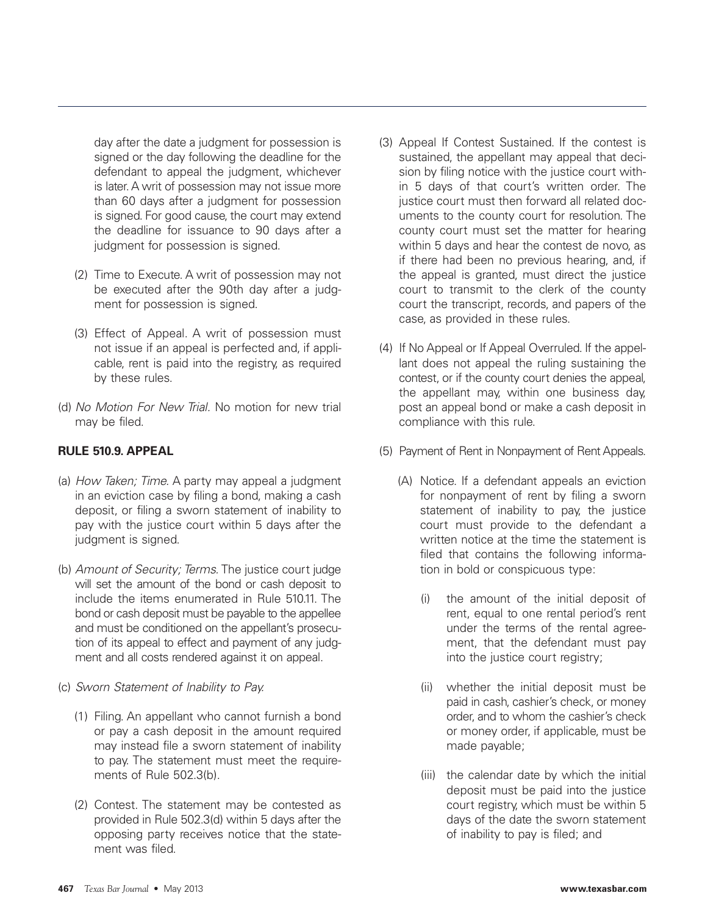day after the date a judgment for possession is signed or the day following the deadline for the defendant to appeal the judgment, whichever is later. A writ of possession may not issue more than 60 days after a judgment for possession is signed. For good cause, the court may extend the deadline for issuance to 90 days after a judgment for possession is signed.

(2) Time to Execute. A writ of possession may not be executed after the 90th day after a judgment for possession is signed.

(3) Effect of Appeal. A writ of possession must not issue if an appeal is perfected and, if applicable, rent is paid into the registry, as required by these rules.

(d) *No Motion For New Trial.* No motion for new trial may be filed.

**RULE 510.9. APPEAL**

(a) *How Taken; Time.* A party may appeal a judgment in an eviction case by filing a bond, making a cash deposit, or filing a sworn statement of inability to pay with the justice court within 5 days after the judgment is signed.

(b) *Amount of Security; Terms.* The justice court judge will set the amount of the bond or cash deposit to include the items enumerated in Rule 510.11. The bond or cash deposit must be payable to the appellee and must be conditioned on the appellant's prosecution of its appeal to effect and payment of any judgment and all costs rendered against it on appeal.

(c) *Sworn Statement of Inability to Pay.*

(1) Filing. An appellant who cannot furnish a bond or pay a cash deposit in the amount required may instead file a sworn statement of inability to pay. The statement must meet the requirements of Rule 502.3(b).

(2) Contest. The statement may be contested as provided in Rule 502.3(d) within 5 days after the opposing party receives notice that the statement was filed.

(3) Appeal If Contest Sustained. If the contest is sustained, the appellant may appeal that decision by filing notice with the justice court within 5 days of that court's written order. The justice court must then forward all related documents to the county court for resolution. The county court must set the matter for hearing within 5 days and hear the contest de novo, as if there had been no previous hearing, and, if the appeal is granted, must direct the justice court to transmit to the clerk of the county court the transcript, records, and papers of the case, as provided in these rules.

(4) If No Appeal or If Appeal Overruled. If the appellant does not appeal the ruling sustaining the contest, or if the county court denies the appeal, the appellant may, within one business day, post an appeal bond or make a cash deposit in compliance with this rule.

(5) Payment of Rent in Nonpayment of Rent Appeals.

(A) Notice. If a defendant appeals an eviction for nonpayment of rent by filing a sworn statement of inability to pay, the justice court must provide to the defendant a written notice at the time the statement is filed that contains the following information in bold or conspicuous type:

(i) the amount of the initial deposit of rent, equal to one rental period's rent under the terms of the rental agreement, that the defendant must pay into the justice court registry;

(ii) whether the initial deposit must be paid in cash, cashier's check, or money order, and to whom the cashier's check or money order, if applicable, must be made payable;

(iii) the calendar date by which the initial deposit must be paid into the justice court registry, which must be within 5 days of the date the sworn statement of inability to pay is filed; and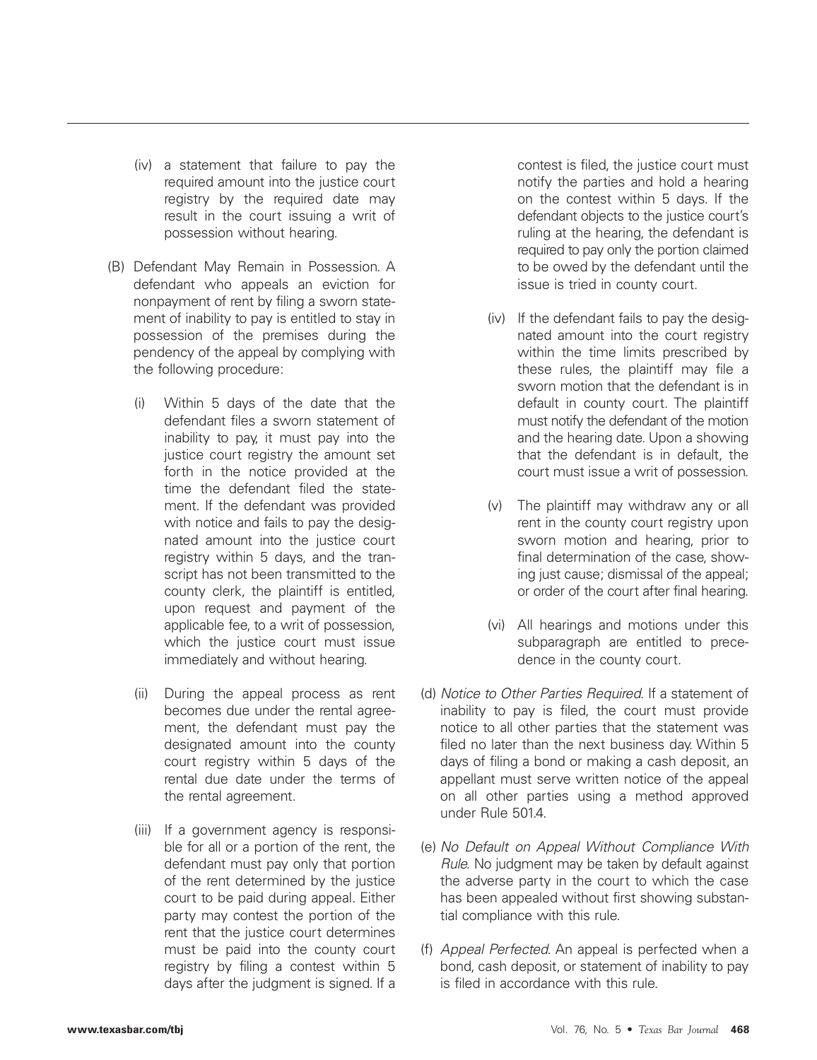(iv) a statement that failure to pay the required amount into the justice court registry by the required date may result in the court issuing a writ of possession without hearing.

(B) Defendant May Remain in Possession. A defendant who appeals an eviction for nonpayment of rent by filing a sworn statement of inability to pay is entitled to stay in possession of the premises during the pendency of the appeal by complying with the following procedure:

(i) Within 5 days of the date that the defendant files a sworn statement of inability to pay, it must pay into the justice court registry the amount set forth in the notice provided at the time the defendant filed the statement. If the defendant was provided with notice and fails to pay the designated amount into the justice court registry within 5 days, and the transcript has not been transmitted to the county clerk, the plaintiff is entitled, upon request and payment of the applicable fee, to a writ of possession, which the justice court must issue immediately and without hearing.

(ii) During the appeal process as rent becomes due under the rental agreement, the defendant must pay the designated amount into the county court registry within 5 days of the rental due date under the terms of the rental agreement.

(iii) If a government agency is responsible for all or a portion of the rent, the defendant must pay only that portion of the rent determined by the justice court to be paid during appeal. Either party may contest the portion of the rent that the justice court determines must be paid into the county court registry by filing a contest within 5 days after the judgment is signed. If a contest is filed, the justice court must notify the parties and hold a hearing on the contest within 5 days. If the defendant objects to the justice court's ruling at the hearing, the defendant is required to pay only the portion claimed to be owed by the defendant until the issue is tried in county court.

(iv) If the defendant fails to pay the designated amount into the court registry within the time limits prescribed by these rules, the plaintiff may file a sworn motion that the defendant is in default in county court. The plaintiff must notify the defendant of the motion and the hearing date. Upon a showing that the defendant is in default, the court must issue a writ of possession.

(v) The plaintiff may withdraw any or all rent in the county court registry upon sworn motion and hearing, prior to final determination of the case, showing just cause; dismissal of the appeal; or order of the court after final hearing.

(vi) All hearings and motions under this subparagraph are entitled to precedence in the county court.

(d) *Notice to Other Parties Required.* If a statement of inability to pay is filed, the court must provide notice to all other parties that the statement was filed no later than the next business day. Within 5 days of filing a bond or making a cash deposit, an appellant must serve written notice of the appeal on all other parties using a method approved under Rule 501.4.

(e) *No Default on Appeal Without Compliance With Rule.* No judgment may be taken by default against the adverse party in the court to which the case has been appealed without first showing substantial compliance with this rule.

(f) *Appeal Perfected.* An appeal is perfected when a bond, cash deposit, or statement of inability to pay is filed in accordance with this rule.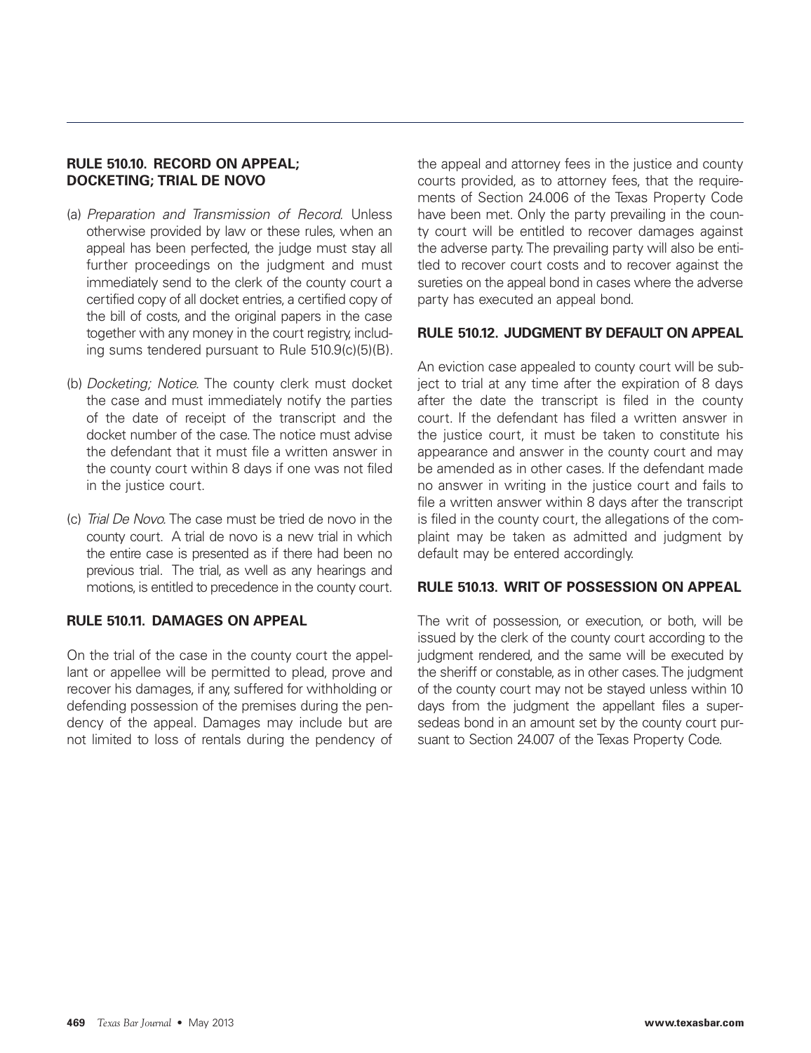## RULE 510.10. RECORD ON APPEAL; DOCKETING; TRIAL DE NOVO

(a) *Preparation and Transmission of Record.* Unless otherwise provided by law or these rules, when an appeal has been perfected, the judge must stay all further proceedings on the judgment and must immediately send to the clerk of the county court a certified copy of all docket entries, a certified copy of the bill of costs, and the original papers in the case together with any money in the court registry, including sums tendered pursuant to Rule 510.9(c)(5)(B).

(b) *Docketing; Notice.* The county clerk must docket the case and must immediately notify the parties of the date of receipt of the transcript and the docket number of the case. The notice must advise the defendant that it must file a written answer in the county court within 8 days if one was not filed in the justice court.

(c) *Trial De Novo.* The case must be tried de novo in the county court. A trial de novo is a new trial in which the entire case is presented as if there had been no previous trial. The trial, as well as any hearings and motions, is entitled to precedence in the county court.

## RULE 510.11. DAMAGES ON APPEAL

On the trial of the case in the county court the appellant or appellee will be permitted to plead, prove and recover his damages, if any, suffered for withholding or defending possession of the premises during the pendency of the appeal. Damages may include but are not limited to loss of rentals during the pendency of the appeal and attorney fees in the justice and county courts provided, as to attorney fees, that the requirements of Section 24.006 of the Texas Property Code have been met. Only the party prevailing in the county court will be entitled to recover damages against the adverse party. The prevailing party will also be entitled to recover court costs and to recover against the sureties on the appeal bond in cases where the adverse party has executed an appeal bond.

## RULE 510.12. JUDGMENT BY DEFAULT ON APPEAL

An eviction case appealed to county court will be subject to trial at any time after the expiration of 8 days after the date the transcript is filed in the county court. If the defendant has filed a written answer in the justice court, it must be taken to constitute his appearance and answer in the county court and may be amended as in other cases. If the defendant made no answer in writing in the justice court and fails to file a written answer within 8 days after the transcript is filed in the county court, the allegations of the complaint may be taken as admitted and judgment by default may be entered accordingly.

## RULE 510.13. WRIT OF POSSESSION ON APPEAL

The writ of possession, or execution, or both, will be issued by the clerk of the county court according to the judgment rendered, and the same will be executed by the sheriff or constable, as in other cases. The judgment of the county court may not be stayed unless within 10 days from the judgment the appellant files a supersedeas bond in an amount set by the county court pursuant to Section 24.007 of the Texas Property Code.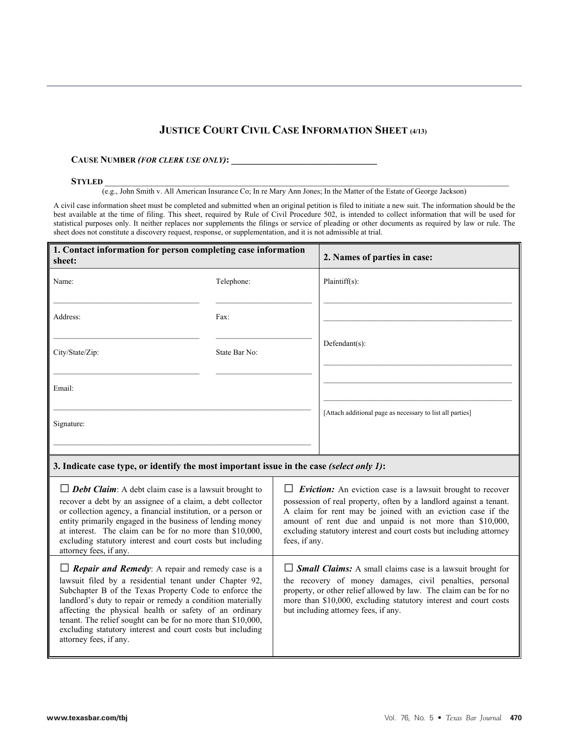# JUSTICE COURT CIVIL CASE INFORMATION SHEET (4/13)

**CAUSE NUMBER *(FOR CLERK USE ONLY)*:** ________________________________

**STYLED** ________________________________________________________________________________________________
(e.g., John Smith v. All American Insurance Co; In re Mary Ann Jones; In the Matter of the Estate of George Jackson)

A civil case information sheet must be completed and submitted when an original petition is filed to initiate a new suit. The information should be the best available at the time of filing. This sheet, required by Rule of Civil Procedure 502, is intended to collect information that will be used for statistical purposes only. It neither replaces nor supplements the filings or service of pleading or other documents as required by law or rule. The sheet does not constitute a discovery request, response, or supplementation, and it is not admissible at trial.

| **1. Contact information for person completing case information sheet:** | | **2. Names of parties in case:** |
|---|---|---|
| Name: ______________________ | Telephone: ______________________ | Plaintiff(s): ______________________ ______________________ |
| Address: ______________________ | Fax: ______________________ | |
| City/State/Zip: ______________________ | State Bar No: ______________________ | Defendant(s): ______________________ ______________________ ______________________ |
| Email: ______________________ | | [Attach additional page as necessary to list all parties] |
| Signature: ______________________ | | |

**3. Indicate case type, or identify the most important issue in the case *(select only 1)*:**

| | |
|---|---|
| ☐ ***Debt Claim***: A debt claim case is a lawsuit brought to recover a debt by an assignee of a claim, a debt collector or collection agency, a financial institution, or a person or entity primarily engaged in the business of lending money at interest. The claim can be for no more than $10,000, excluding statutory interest and court costs but including attorney fees, if any. | ☐ ***Eviction:*** An eviction case is a lawsuit brought to recover possession of real property, often by a landlord against a tenant. A claim for rent may be joined with an eviction case if the amount of rent due and unpaid is not more than $10,000, excluding statutory interest and court costs but including attorney fees, if any. |
| ☐ ***Repair and Remedy***: A repair and remedy case is a lawsuit filed by a residential tenant under Chapter 92, Subchapter B of the Texas Property Code to enforce the landlord's duty to repair or remedy a condition materially affecting the physical health or safety of an ordinary tenant. The relief sought can be for no more than $10,000, excluding statutory interest and court costs but including attorney fees, if any. | ☐ ***Small Claims:*** A small claims case is a lawsuit brought for the recovery of money damages, civil penalties, personal property, or other relief allowed by law. The claim can be for no more than $10,000, excluding statutory interest and court costs but including attorney fees, if any. |